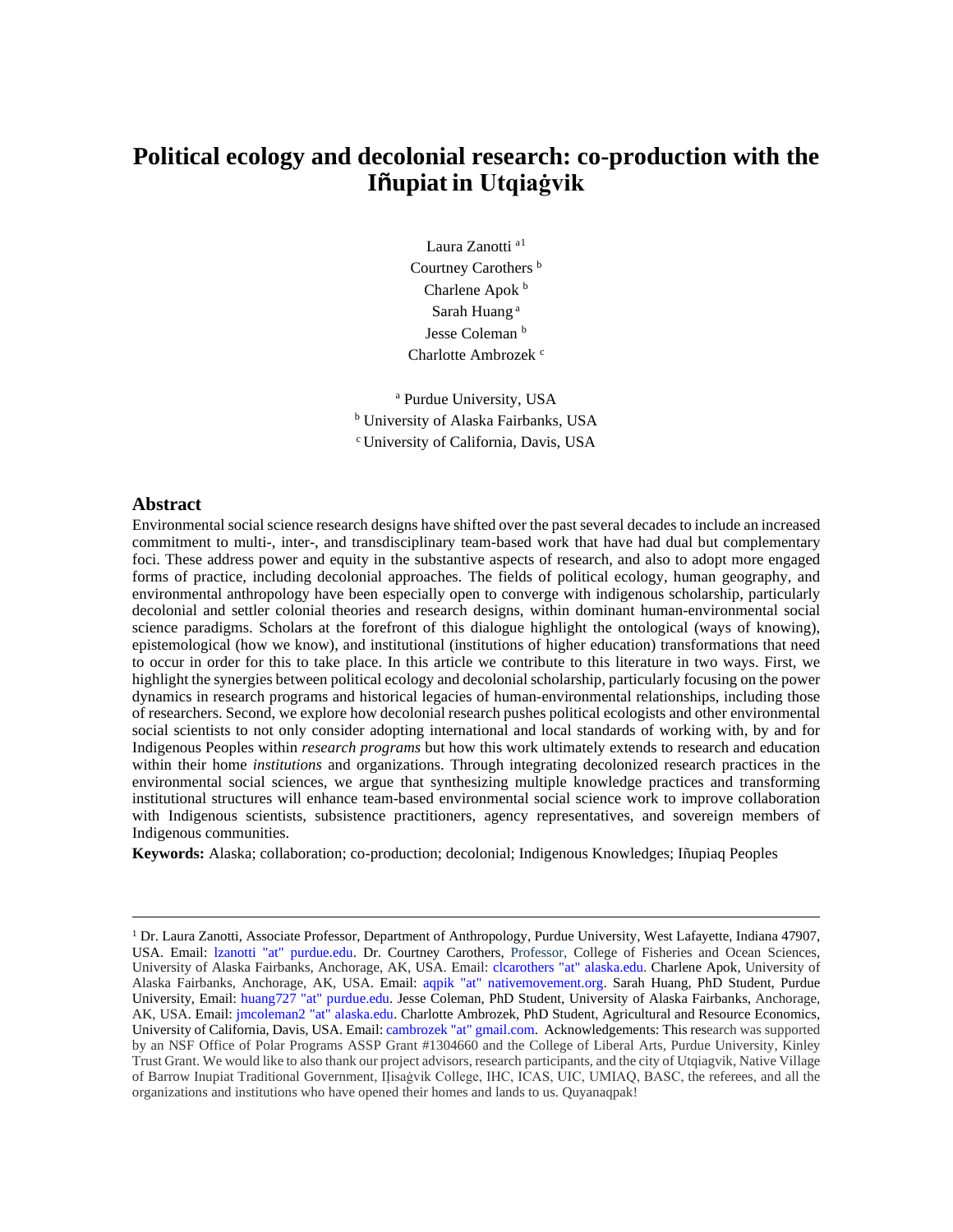# Political ecology and decolonial research: co-production with the Iñupiat in Utqiaġvik

Laura Zanotti [a1]
Courtney Carothers [b]
Charlene Apok [b]
Sarah Huang [a]
Jesse Coleman [b]
Charlotte Ambrozek [c]

[a] Purdue University, USA
[b] University of Alaska Fairbanks, USA
[c] University of California, Davis, USA

## Abstract

Environmental social science research designs have shifted over the past several decades to include an increased commitment to multi-, inter-, and transdisciplinary team-based work that have had dual but complementary foci. These address power and equity in the substantive aspects of research, and also to adopt more engaged forms of practice, including decolonial approaches. The fields of political ecology, human geography, and environmental anthropology have been especially open to converge with indigenous scholarship, particularly decolonial and settler colonial theories and research designs, within dominant human-environmental social science paradigms. Scholars at the forefront of this dialogue highlight the ontological (ways of knowing), epistemological (how we know), and institutional (institutions of higher education) transformations that need to occur in order for this to take place. In this article we contribute to this literature in two ways. First, we highlight the synergies between political ecology and decolonial scholarship, particularly focusing on the power dynamics in research programs and historical legacies of human-environmental relationships, including those of researchers. Second, we explore how decolonial research pushes political ecologists and other environmental social scientists to not only consider adopting international and local standards of working with, by and for Indigenous Peoples within *research programs* but how this work ultimately extends to research and education within their home *institutions* and organizations. Through integrating decolonized research practices in the environmental social sciences, we argue that synthesizing multiple knowledge practices and transforming institutional structures will enhance team-based environmental social science work to improve collaboration with Indigenous scientists, subsistence practitioners, agency representatives, and sovereign members of Indigenous communities.

**Keywords:** Alaska; collaboration; co-production; decolonial; Indigenous Knowledges; Iñupiaq Peoples

---

[1] Dr. Laura Zanotti, Associate Professor, Department of Anthropology, Purdue University, West Lafayette, Indiana 47907, USA. Email: lzanotti "at" purdue.edu. Dr. Courtney Carothers, Professor, College of Fisheries and Ocean Sciences, University of Alaska Fairbanks, Anchorage, AK, USA. Email: clcarothers "at" alaska.edu. Charlene Apok, University of Alaska Fairbanks, Anchorage, AK, USA. Email: aqpik "at" nativemovement.org. Sarah Huang, PhD Student, Purdue University, Email: huang727 "at" purdue.edu. Jesse Coleman, PhD Student, University of Alaska Fairbanks, Anchorage, AK, USA. Email: jmcoleman2 "at" alaska.edu. Charlotte Ambrozek, PhD Student, Agricultural and Resource Economics, University of California, Davis, USA. Email: cambrozek "at" gmail.com. Acknowledgements: This research was supported by an NSF Office of Polar Programs ASSP Grant #1304660 and the College of Liberal Arts, Purdue University, Kinley Trust Grant. We would like to also thank our project advisors, research participants, and the city of Utqiagvik, Native Village of Barrow Inupiat Traditional Government, Iḷisaġvik College, IHC, ICAS, UIC, UMIAQ, BASC, the referees, and all the organizations and institutions who have opened their homes and lands to us. Quyanaqpak!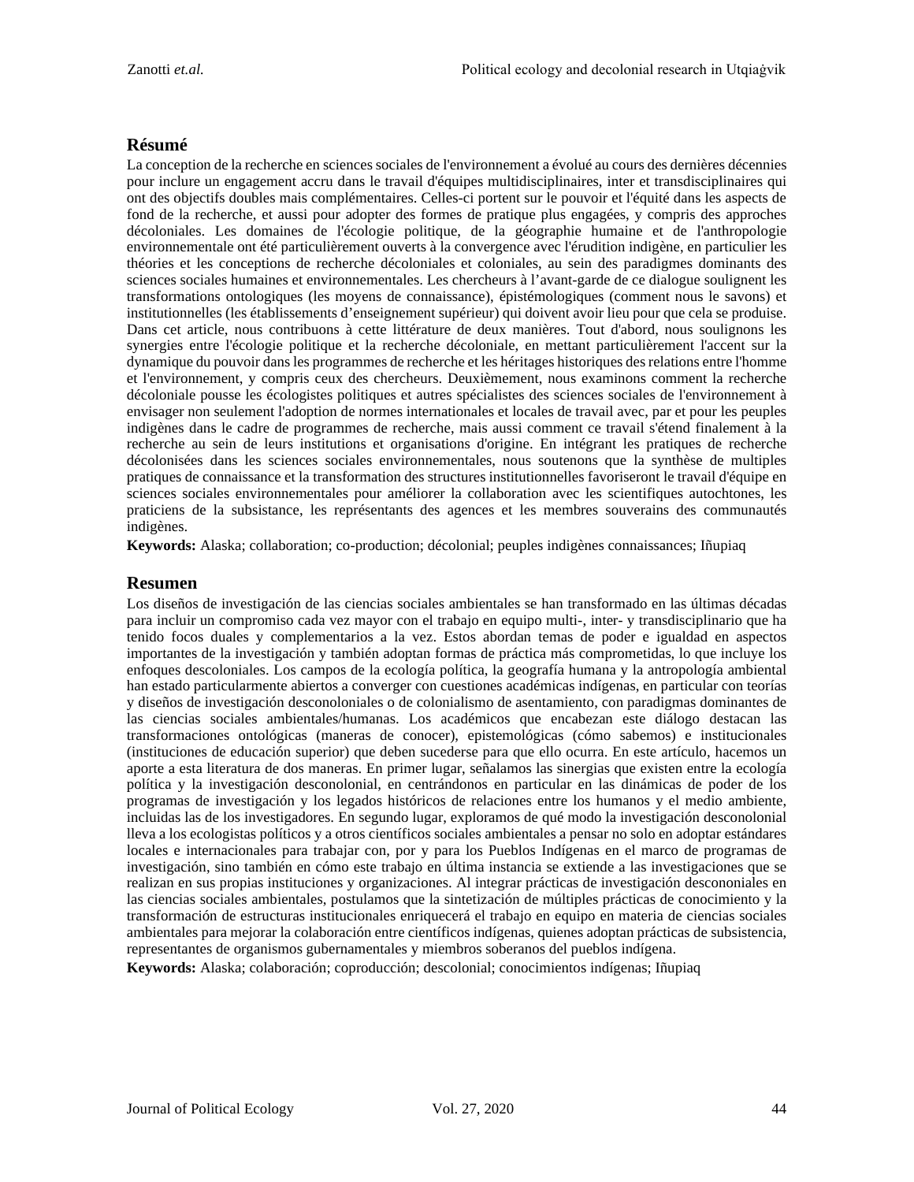## Résumé

La conception de la recherche en sciences sociales de l'environnement a évolué au cours des dernières décennies pour inclure un engagement accru dans le travail d'équipes multidisciplinaires, inter et transdisciplinaires qui ont des objectifs doubles mais complémentaires. Celles-ci portent sur le pouvoir et l'équité dans les aspects de fond de la recherche, et aussi pour adopter des formes de pratique plus engagées, y compris des approches décoloniales. Les domaines de l'écologie politique, de la géographie humaine et de l'anthropologie environnementale ont été particulièrement ouverts à la convergence avec l'érudition indigène, en particulier les théories et les conceptions de recherche décoloniales et coloniales, au sein des paradigmes dominants des sciences sociales humaines et environnementales. Les chercheurs à l'avant-garde de ce dialogue soulignent les transformations ontologiques (les moyens de connaissance), épistémologiques (comment nous le savons) et institutionnelles (les établissements d'enseignement supérieur) qui doivent avoir lieu pour que cela se produise. Dans cet article, nous contribuons à cette littérature de deux manières. Tout d'abord, nous soulignons les synergies entre l'écologie politique et la recherche décoloniale, en mettant particulièrement l'accent sur la dynamique du pouvoir dans les programmes de recherche et les héritages historiques des relations entre l'homme et l'environnement, y compris ceux des chercheurs. Deuxièmement, nous examinons comment la recherche décoloniale pousse les écologistes politiques et autres spécialistes des sciences sociales de l'environnement à envisager non seulement l'adoption de normes internationales et locales de travail avec, par et pour les peuples indigènes dans le cadre de programmes de recherche, mais aussi comment ce travail s'étend finalement à la recherche au sein de leurs institutions et organisations d'origine. En intégrant les pratiques de recherche décolonisées dans les sciences sociales environnementales, nous soutenons que la synthèse de multiples pratiques de connaissance et la transformation des structures institutionnelles favoriseront le travail d'équipe en sciences sociales environnementales pour améliorer la collaboration avec les scientifiques autochtones, les praticiens de la subsistance, les représentants des agences et les membres souverains des communautés indigènes.

**Keywords:** Alaska; collaboration; co-production; décolonial; peuples indigènes connaissances; Iñupiaq

## Resumen

Los diseños de investigación de las ciencias sociales ambientales se han transformado en las últimas décadas para incluir un compromiso cada vez mayor con el trabajo en equipo multi-, inter- y transdisciplinario que ha tenido focos duales y complementarios a la vez. Estos abordan temas de poder e igualdad en aspectos importantes de la investigación y también adoptan formas de práctica más comprometidas, lo que incluye los enfoques descoloniales. Los campos de la ecología política, la geografía humana y la antropología ambiental han estado particularmente abiertos a converger con cuestiones académicas indígenas, en particular con teorías y diseños de investigación desconololoniales o de colonialismo de asentamiento, con paradigmas dominantes de las ciencias sociales ambientales/humanas. Los académicos que encabezan este diálogo destacan las transformaciones ontológicas (maneras de conocer), epistemológicas (cómo sabemos) e institucionales (instituciones de educación superior) que deben sucederse para que ello ocurra. En este artículo, hacemos un aporte a esta literatura de dos maneras. En primer lugar, señalamos las sinergias que existen entre la ecología política y la investigación desconolonial, en centrándonos en particular en las dinámicas de poder de los programas de investigación y los legados históricos de relaciones entre los humanos y el medio ambiente, incluidas las de los investigadores. En segundo lugar, exploramos de qué modo la investigación desconolonial lleva a los ecologistas políticos y a otros científicos sociales ambientales a pensar no solo en adoptar estándares locales e internacionales para trabajar con, por y para los Pueblos Indígenas en el marco de programas de investigación, sino también en cómo este trabajo en última instancia se extiende a las investigaciones que se realizan en sus propias instituciones y organizaciones. Al integrar prácticas de investigación descononiales en las ciencias sociales ambientales, postulamos que la sintetización de múltiples prácticas de conocimiento y la transformación de estructuras institucionales enriquecerá el trabajo en equipo en materia de ciencias sociales ambientales para mejorar la colaboración entre científicos indígenas, quienes adoptan prácticas de subsistencia, representantes de organismos gubernamentales y miembros soberanos del pueblos indígena.

**Keywords:** Alaska; colaboración; coproducción; descolonial; conocimientos indígenas; Iñupiaq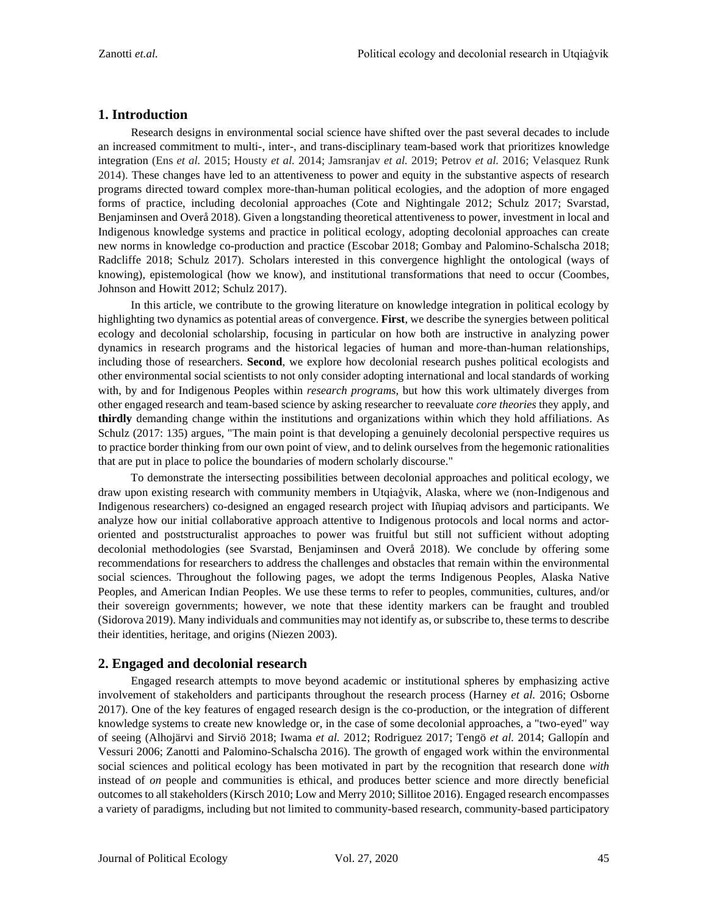## 1. Introduction

Research designs in environmental social science have shifted over the past several decades to include an increased commitment to multi-, inter-, and trans-disciplinary team-based work that prioritizes knowledge integration (Ens *et al.* 2015; Housty *et al.* 2014; Jamsranjav *et al.* 2019; Petrov *et al.* 2016; Velasquez Runk 2014). These changes have led to an attentiveness to power and equity in the substantive aspects of research programs directed toward complex more-than-human political ecologies, and the adoption of more engaged forms of practice, including decolonial approaches (Cote and Nightingale 2012; Schulz 2017; Svarstad, Benjaminsen and Overå 2018). Given a longstanding theoretical attentiveness to power, investment in local and Indigenous knowledge systems and practice in political ecology, adopting decolonial approaches can create new norms in knowledge co-production and practice (Escobar 2018; Gombay and Palomino-Schalscha 2018; Radcliffe 2018; Schulz 2017). Scholars interested in this convergence highlight the ontological (ways of knowing), epistemological (how we know), and institutional transformations that need to occur (Coombes, Johnson and Howitt 2012; Schulz 2017).

In this article, we contribute to the growing literature on knowledge integration in political ecology by highlighting two dynamics as potential areas of convergence. **First**, we describe the synergies between political ecology and decolonial scholarship, focusing in particular on how both are instructive in analyzing power dynamics in research programs and the historical legacies of human and more-than-human relationships, including those of researchers. **Second**, we explore how decolonial research pushes political ecologists and other environmental social scientists to not only consider adopting international and local standards of working with, by and for Indigenous Peoples within *research programs*, but how this work ultimately diverges from other engaged research and team-based science by asking researcher to reevaluate *core theories* they apply, and **thirdly** demanding change within the institutions and organizations within which they hold affiliations. As Schulz (2017: 135) argues, "The main point is that developing a genuinely decolonial perspective requires us to practice border thinking from our own point of view, and to delink ourselves from the hegemonic rationalities that are put in place to police the boundaries of modern scholarly discourse."

To demonstrate the intersecting possibilities between decolonial approaches and political ecology, we draw upon existing research with community members in Utqiaġvik, Alaska, where we (non-Indigenous and Indigenous researchers) co-designed an engaged research project with Iñupiaq advisors and participants. We analyze how our initial collaborative approach attentive to Indigenous protocols and local norms and actor-oriented and poststructuralist approaches to power was fruitful but still not sufficient without adopting decolonial methodologies (see Svarstad, Benjaminsen and Overå 2018). We conclude by offering some recommendations for researchers to address the challenges and obstacles that remain within the environmental social sciences. Throughout the following pages, we adopt the terms Indigenous Peoples, Alaska Native Peoples, and American Indian Peoples. We use these terms to refer to peoples, communities, cultures, and/or their sovereign governments; however, we note that these identity markers can be fraught and troubled (Sidorova 2019). Many individuals and communities may not identify as, or subscribe to, these terms to describe their identities, heritage, and origins (Niezen 2003).

## 2. Engaged and decolonial research

Engaged research attempts to move beyond academic or institutional spheres by emphasizing active involvement of stakeholders and participants throughout the research process (Harney *et al.* 2016; Osborne 2017). One of the key features of engaged research design is the co-production, or the integration of different knowledge systems to create new knowledge or, in the case of some decolonial approaches, a "two-eyed" way of seeing (Alhojärvi and Sirviö 2018; Iwama *et al.* 2012; Rodriguez 2017; Tengö *et al.* 2014; Gallopín and Vessuri 2006; Zanotti and Palomino-Schalscha 2016). The growth of engaged work within the environmental social sciences and political ecology has been motivated in part by the recognition that research done *with* instead of *on* people and communities is ethical, and produces better science and more directly beneficial outcomes to all stakeholders (Kirsch 2010; Low and Merry 2010; Sillitoe 2016). Engaged research encompasses a variety of paradigms, including but not limited to community-based research, community-based participatory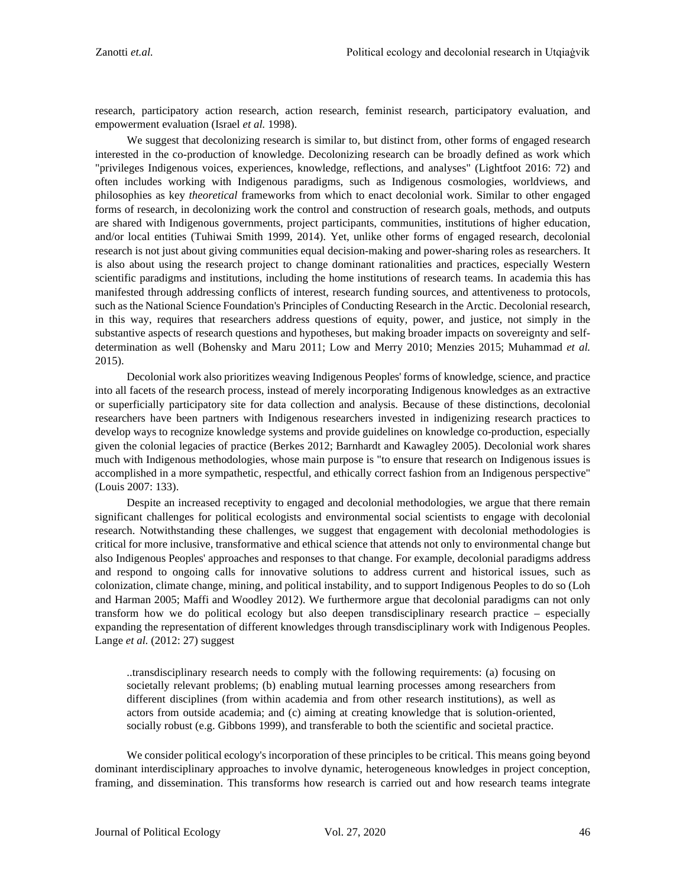research, participatory action research, action research, feminist research, participatory evaluation, and empowerment evaluation (Israel *et al.* 1998).

We suggest that decolonizing research is similar to, but distinct from, other forms of engaged research interested in the co-production of knowledge. Decolonizing research can be broadly defined as work which "privileges Indigenous voices, experiences, knowledge, reflections, and analyses" (Lightfoot 2016: 72) and often includes working with Indigenous paradigms, such as Indigenous cosmologies, worldviews, and philosophies as key *theoretical* frameworks from which to enact decolonial work. Similar to other engaged forms of research, in decolonizing work the control and construction of research goals, methods, and outputs are shared with Indigenous governments, project participants, communities, institutions of higher education, and/or local entities (Tuhiwai Smith 1999, 2014). Yet, unlike other forms of engaged research, decolonial research is not just about giving communities equal decision-making and power-sharing roles as researchers. It is also about using the research project to change dominant rationalities and practices, especially Western scientific paradigms and institutions, including the home institutions of research teams. In academia this has manifested through addressing conflicts of interest, research funding sources, and attentiveness to protocols, such as the National Science Foundation's Principles of Conducting Research in the Arctic. Decolonial research, in this way, requires that researchers address questions of equity, power, and justice, not simply in the substantive aspects of research questions and hypotheses, but making broader impacts on sovereignty and self-determination as well (Bohensky and Maru 2011; Low and Merry 2010; Menzies 2015; Muhammad *et al.* 2015).

Decolonial work also prioritizes weaving Indigenous Peoples' forms of knowledge, science, and practice into all facets of the research process, instead of merely incorporating Indigenous knowledges as an extractive or superficially participatory site for data collection and analysis. Because of these distinctions, decolonial researchers have been partners with Indigenous researchers invested in indigenizing research practices to develop ways to recognize knowledge systems and provide guidelines on knowledge co-production, especially given the colonial legacies of practice (Berkes 2012; Barnhardt and Kawagley 2005). Decolonial work shares much with Indigenous methodologies, whose main purpose is "to ensure that research on Indigenous issues is accomplished in a more sympathetic, respectful, and ethically correct fashion from an Indigenous perspective" (Louis 2007: 133).

Despite an increased receptivity to engaged and decolonial methodologies, we argue that there remain significant challenges for political ecologists and environmental social scientists to engage with decolonial research. Notwithstanding these challenges, we suggest that engagement with decolonial methodologies is critical for more inclusive, transformative and ethical science that attends not only to environmental change but also Indigenous Peoples' approaches and responses to that change. For example, decolonial paradigms address and respond to ongoing calls for innovative solutions to address current and historical issues, such as colonization, climate change, mining, and political instability, and to support Indigenous Peoples to do so (Loh and Harman 2005; Maffi and Woodley 2012). We furthermore argue that decolonial paradigms can not only transform how we do political ecology but also deepen transdisciplinary research practice – especially expanding the representation of different knowledges through transdisciplinary work with Indigenous Peoples. Lange *et al.* (2012: 27) suggest

> ..transdisciplinary research needs to comply with the following requirements: (a) focusing on societally relevant problems; (b) enabling mutual learning processes among researchers from different disciplines (from within academia and from other research institutions), as well as actors from outside academia; and (c) aiming at creating knowledge that is solution-oriented, socially robust (e.g. Gibbons 1999), and transferable to both the scientific and societal practice.

We consider political ecology's incorporation of these principles to be critical. This means going beyond dominant interdisciplinary approaches to involve dynamic, heterogeneous knowledges in project conception, framing, and dissemination. This transforms how research is carried out and how research teams integrate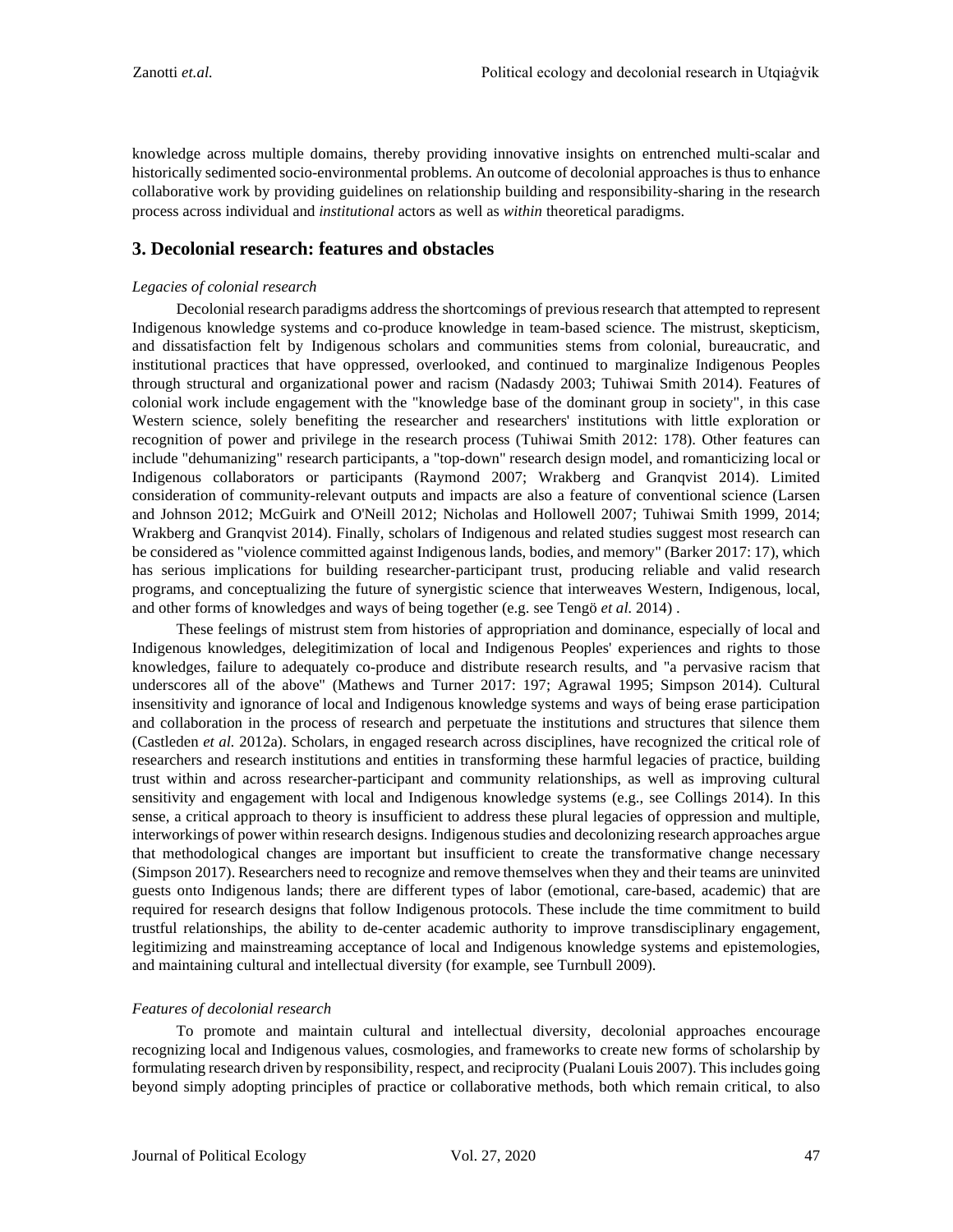knowledge across multiple domains, thereby providing innovative insights on entrenched multi-scalar and historically sedimented socio-environmental problems. An outcome of decolonial approaches is thus to enhance collaborative work by providing guidelines on relationship building and responsibility-sharing in the research process across individual and *institutional* actors as well as *within* theoretical paradigms.

## 3. Decolonial research: features and obstacles

*Legacies of colonial research*

Decolonial research paradigms address the shortcomings of previous research that attempted to represent Indigenous knowledge systems and co-produce knowledge in team-based science. The mistrust, skepticism, and dissatisfaction felt by Indigenous scholars and communities stems from colonial, bureaucratic, and institutional practices that have oppressed, overlooked, and continued to marginalize Indigenous Peoples through structural and organizational power and racism (Nadasdy 2003; Tuhiwai Smith 2014). Features of colonial work include engagement with the "knowledge base of the dominant group in society", in this case Western science, solely benefiting the researcher and researchers' institutions with little exploration or recognition of power and privilege in the research process (Tuhiwai Smith 2012: 178). Other features can include "dehumanizing" research participants, a "top-down" research design model, and romanticizing local or Indigenous collaborators or participants (Raymond 2007; Wrakberg and Granqvist 2014). Limited consideration of community-relevant outputs and impacts are also a feature of conventional science (Larsen and Johnson 2012; McGuirk and O'Neill 2012; Nicholas and Hollowell 2007; Tuhiwai Smith 1999, 2014; Wrakberg and Granqvist 2014). Finally, scholars of Indigenous and related studies suggest most research can be considered as "violence committed against Indigenous lands, bodies, and memory" (Barker 2017: 17), which has serious implications for building researcher-participant trust, producing reliable and valid research programs, and conceptualizing the future of synergistic science that interweaves Western, Indigenous, local, and other forms of knowledges and ways of being together (e.g. see Tengö *et al.* 2014) .

These feelings of mistrust stem from histories of appropriation and dominance, especially of local and Indigenous knowledges, delegitimization of local and Indigenous Peoples' experiences and rights to those knowledges, failure to adequately co-produce and distribute research results, and "a pervasive racism that underscores all of the above" (Mathews and Turner 2017: 197; Agrawal 1995; Simpson 2014). Cultural insensitivity and ignorance of local and Indigenous knowledge systems and ways of being erase participation and collaboration in the process of research and perpetuate the institutions and structures that silence them (Castleden *et al.* 2012a). Scholars, in engaged research across disciplines, have recognized the critical role of researchers and research institutions and entities in transforming these harmful legacies of practice, building trust within and across researcher-participant and community relationships, as well as improving cultural sensitivity and engagement with local and Indigenous knowledge systems (e.g., see Collings 2014). In this sense, a critical approach to theory is insufficient to address these plural legacies of oppression and multiple, interworkings of power within research designs. Indigenous studies and decolonizing research approaches argue that methodological changes are important but insufficient to create the transformative change necessary (Simpson 2017). Researchers need to recognize and remove themselves when they and their teams are uninvited guests onto Indigenous lands; there are different types of labor (emotional, care-based, academic) that are required for research designs that follow Indigenous protocols. These include the time commitment to build trustful relationships, the ability to de-center academic authority to improve transdisciplinary engagement, legitimizing and mainstreaming acceptance of local and Indigenous knowledge systems and epistemologies, and maintaining cultural and intellectual diversity (for example, see Turnbull 2009).

*Features of decolonial research*

To promote and maintain cultural and intellectual diversity, decolonial approaches encourage recognizing local and Indigenous values, cosmologies, and frameworks to create new forms of scholarship by formulating research driven by responsibility, respect, and reciprocity (Pualani Louis 2007). This includes going beyond simply adopting principles of practice or collaborative methods, both which remain critical, to also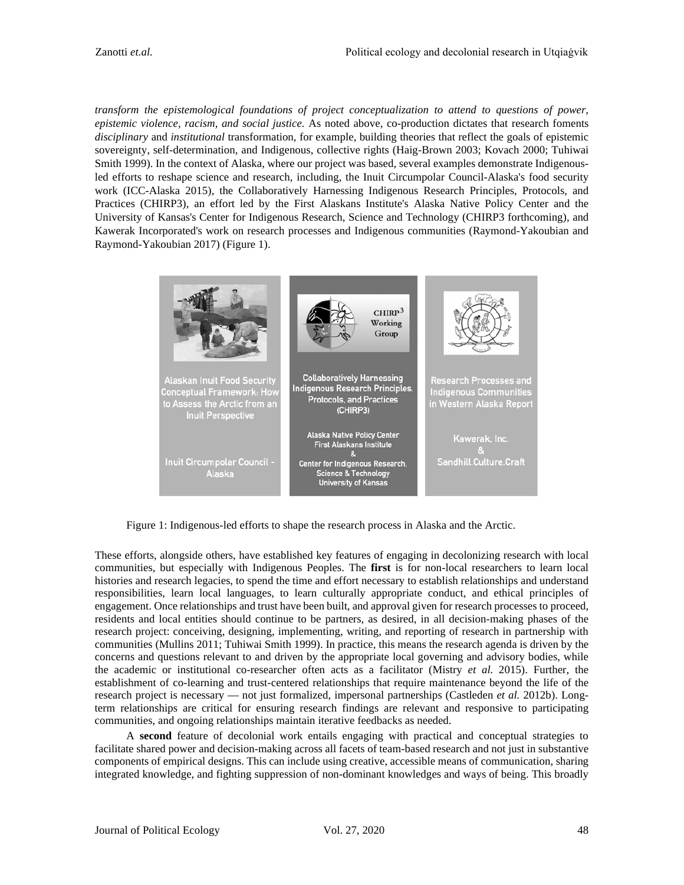*transform the epistemological foundations of project conceptualization to attend to questions of power, epistemic violence, racism, and social justice*. As noted above, co-production dictates that research foments *disciplinary* and *institutional* transformation, for example, building theories that reflect the goals of epistemic sovereignty, self-determination, and Indigenous, collective rights (Haig-Brown 2003; Kovach 2000; Tuhiwai Smith 1999). In the context of Alaska, where our project was based, several examples demonstrate Indigenous-led efforts to reshape science and research, including, the Inuit Circumpolar Council-Alaska's food security work (ICC-Alaska 2015), the Collaboratively Harnessing Indigenous Research Principles, Protocols, and Practices (CHIRP3), an effort led by the First Alaskans Institute's Alaska Native Policy Center and the University of Kansas's Center for Indigenous Research, Science and Technology (CHIRP3 forthcoming), and Kawerak Incorporated's work on research processes and Indigenous communities (Raymond-Yakoubian and Raymond-Yakoubian 2017) (Figure 1).

| Alaskan Inuit Food Security Conceptual Framework: How to Assess the Arctic from an Inuit Perspective | Collaboratively Harnessing Indigenous Research Principles, Protocols, and Practices (CHIRP3) | Research Processes and Indigenous Communities in Western Alaska Report |
|---|---|---|
| Inuit Circumpolar Council - Alaska | Alaska Native Policy Center, First Alaskans Institute & Center for Indigenous Research, Science & Technology, University of Kansas | Kawerak, Inc. & Sandhill.Culture.Craft |

Figure 1: Indigenous-led efforts to shape the research process in Alaska and the Arctic.

These efforts, alongside others, have established key features of engaging in decolonizing research with local communities, but especially with Indigenous Peoples. The **first** is for non-local researchers to learn local histories and research legacies, to spend the time and effort necessary to establish relationships and understand responsibilities, learn local languages, to learn culturally appropriate conduct, and ethical principles of engagement. Once relationships and trust have been built, and approval given for research processes to proceed, residents and local entities should continue to be partners, as desired, in all decision-making phases of the research project: conceiving, designing, implementing, writing, and reporting of research in partnership with communities (Mullins 2011; Tuhiwai Smith 1999). In practice, this means the research agenda is driven by the concerns and questions relevant to and driven by the appropriate local governing and advisory bodies, while the academic or institutional co-researcher often acts as a facilitator (Mistry *et al.* 2015). Further, the establishment of co-learning and trust-centered relationships that require maintenance beyond the life of the research project is necessary — not just formalized, impersonal partnerships (Castleden *et al.* 2012b). Long-term relationships are critical for ensuring research findings are relevant and responsive to participating communities, and ongoing relationships maintain iterative feedbacks as needed.

A **second** feature of decolonial work entails engaging with practical and conceptual strategies to facilitate shared power and decision-making across all facets of team-based research and not just in substantive components of empirical designs. This can include using creative, accessible means of communication, sharing integrated knowledge, and fighting suppression of non-dominant knowledges and ways of being. This broadly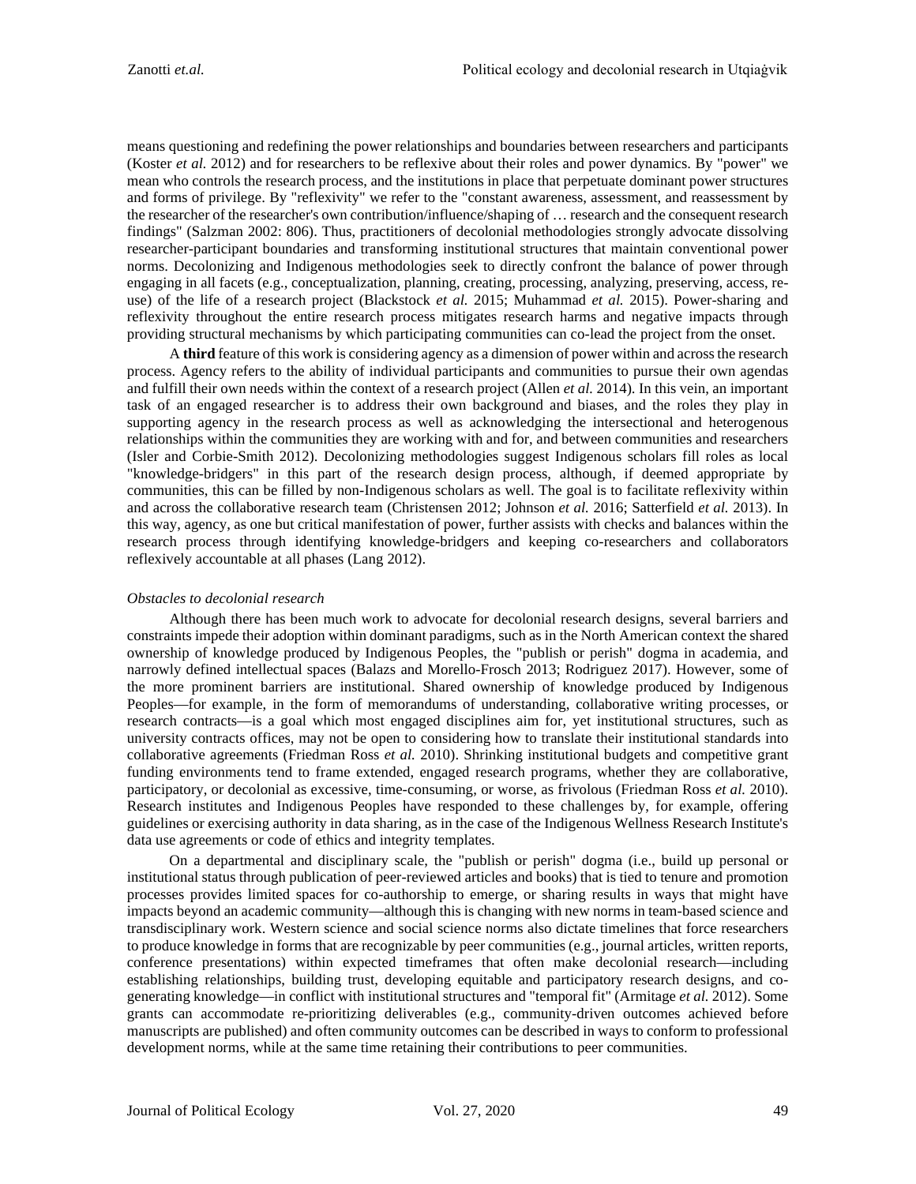means questioning and redefining the power relationships and boundaries between researchers and participants (Koster *et al.* 2012) and for researchers to be reflexive about their roles and power dynamics. By "power" we mean who controls the research process, and the institutions in place that perpetuate dominant power structures and forms of privilege. By "reflexivity" we refer to the "constant awareness, assessment, and reassessment by the researcher of the researcher's own contribution/influence/shaping of … research and the consequent research findings" (Salzman 2002: 806). Thus, practitioners of decolonial methodologies strongly advocate dissolving researcher-participant boundaries and transforming institutional structures that maintain conventional power norms. Decolonizing and Indigenous methodologies seek to directly confront the balance of power through engaging in all facets (e.g., conceptualization, planning, creating, processing, analyzing, preserving, access, re-use) of the life of a research project (Blackstock *et al.* 2015; Muhammad *et al.* 2015). Power-sharing and reflexivity throughout the entire research process mitigates research harms and negative impacts through providing structural mechanisms by which participating communities can co-lead the project from the onset.

A **third** feature of this work is considering agency as a dimension of power within and across the research process. Agency refers to the ability of individual participants and communities to pursue their own agendas and fulfill their own needs within the context of a research project (Allen *et al.* 2014). In this vein, an important task of an engaged researcher is to address their own background and biases, and the roles they play in supporting agency in the research process as well as acknowledging the intersectional and heterogenous relationships within the communities they are working with and for, and between communities and researchers (Isler and Corbie-Smith 2012). Decolonizing methodologies suggest Indigenous scholars fill roles as local "knowledge-bridgers" in this part of the research design process, although, if deemed appropriate by communities, this can be filled by non-Indigenous scholars as well. The goal is to facilitate reflexivity within and across the collaborative research team (Christensen 2012; Johnson *et al.* 2016; Satterfield *et al.* 2013). In this way, agency, as one but critical manifestation of power, further assists with checks and balances within the research process through identifying knowledge-bridgers and keeping co-researchers and collaborators reflexively accountable at all phases (Lang 2012).

*Obstacles to decolonial research*

Although there has been much work to advocate for decolonial research designs, several barriers and constraints impede their adoption within dominant paradigms, such as in the North American context the shared ownership of knowledge produced by Indigenous Peoples, the "publish or perish" dogma in academia, and narrowly defined intellectual spaces (Balazs and Morello-Frosch 2013; Rodriguez 2017). However, some of the more prominent barriers are institutional. Shared ownership of knowledge produced by Indigenous Peoples—for example, in the form of memorandums of understanding, collaborative writing processes, or research contracts—is a goal which most engaged disciplines aim for, yet institutional structures, such as university contracts offices, may not be open to considering how to translate their institutional standards into collaborative agreements (Friedman Ross *et al.* 2010). Shrinking institutional budgets and competitive grant funding environments tend to frame extended, engaged research programs, whether they are collaborative, participatory, or decolonial as excessive, time-consuming, or worse, as frivolous (Friedman Ross *et al.* 2010). Research institutes and Indigenous Peoples have responded to these challenges by, for example, offering guidelines or exercising authority in data sharing, as in the case of the Indigenous Wellness Research Institute's data use agreements or code of ethics and integrity templates.

On a departmental and disciplinary scale, the "publish or perish" dogma (i.e., build up personal or institutional status through publication of peer-reviewed articles and books) that is tied to tenure and promotion processes provides limited spaces for co-authorship to emerge, or sharing results in ways that might have impacts beyond an academic community—although this is changing with new norms in team-based science and transdisciplinary work. Western science and social science norms also dictate timelines that force researchers to produce knowledge in forms that are recognizable by peer communities (e.g., journal articles, written reports, conference presentations) within expected timeframes that often make decolonial research—including establishing relationships, building trust, developing equitable and participatory research designs, and co-generating knowledge—in conflict with institutional structures and "temporal fit" (Armitage *et al.* 2012). Some grants can accommodate re-prioritizing deliverables (e.g., community-driven outcomes achieved before manuscripts are published) and often community outcomes can be described in ways to conform to professional development norms, while at the same time retaining their contributions to peer communities.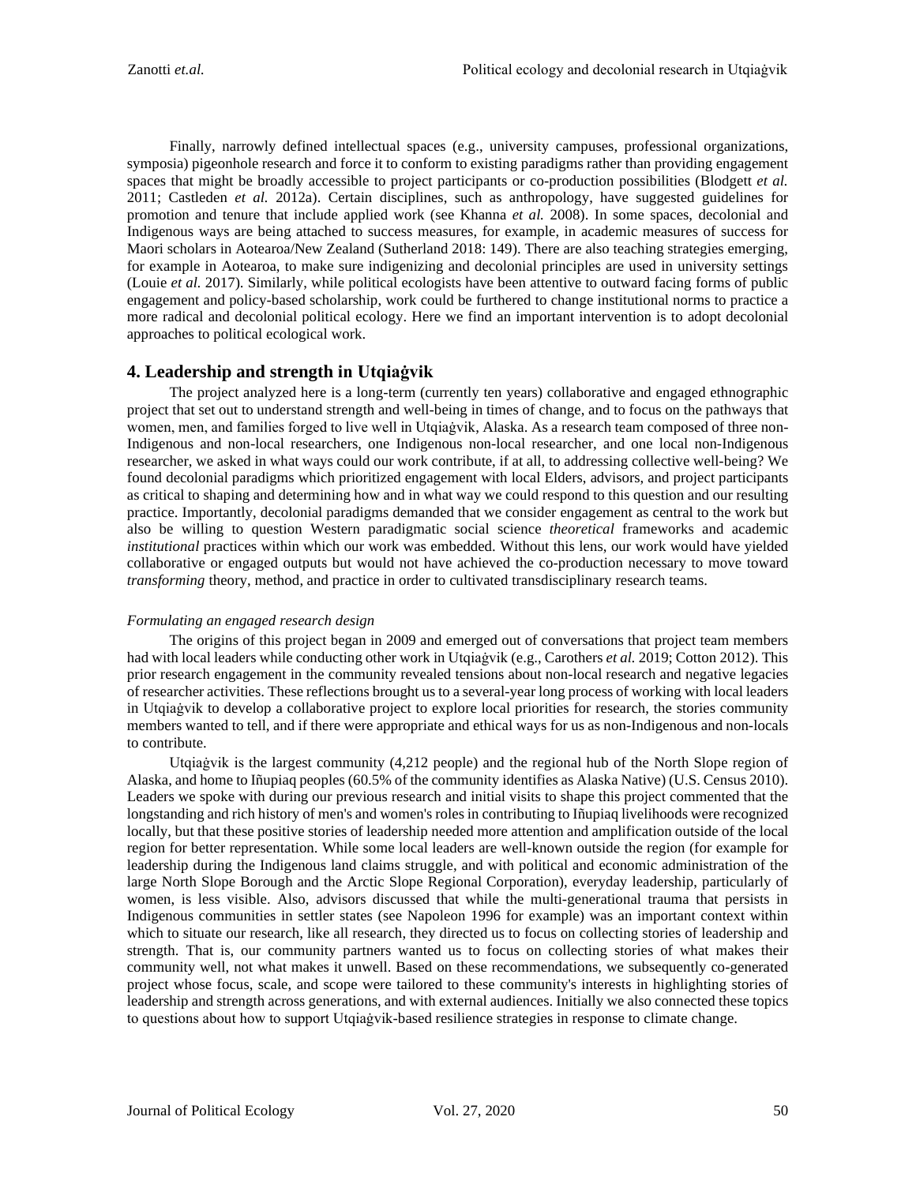Finally, narrowly defined intellectual spaces (e.g., university campuses, professional organizations, symposia) pigeonhole research and force it to conform to existing paradigms rather than providing engagement spaces that might be broadly accessible to project participants or co-production possibilities (Blodgett *et al.* 2011; Castleden *et al.* 2012a). Certain disciplines, such as anthropology, have suggested guidelines for promotion and tenure that include applied work (see Khanna *et al.* 2008). In some spaces, decolonial and Indigenous ways are being attached to success measures, for example, in academic measures of success for Maori scholars in Aotearoa/New Zealand (Sutherland 2018: 149). There are also teaching strategies emerging, for example in Aotearoa, to make sure indigenizing and decolonial principles are used in university settings (Louie *et al.* 2017). Similarly, while political ecologists have been attentive to outward facing forms of public engagement and policy-based scholarship, work could be furthered to change institutional norms to practice a more radical and decolonial political ecology. Here we find an important intervention is to adopt decolonial approaches to political ecological work.

## 4. Leadership and strength in Utqiaġvik

The project analyzed here is a long-term (currently ten years) collaborative and engaged ethnographic project that set out to understand strength and well-being in times of change, and to focus on the pathways that women, men, and families forged to live well in Utqiaġvik, Alaska. As a research team composed of three non-Indigenous and non-local researchers, one Indigenous non-local researcher, and one local non-Indigenous researcher, we asked in what ways could our work contribute, if at all, to addressing collective well-being? We found decolonial paradigms which prioritized engagement with local Elders, advisors, and project participants as critical to shaping and determining how and in what way we could respond to this question and our resulting practice. Importantly, decolonial paradigms demanded that we consider engagement as central to the work but also be willing to question Western paradigmatic social science *theoretical* frameworks and academic *institutional* practices within which our work was embedded. Without this lens, our work would have yielded collaborative or engaged outputs but would not have achieved the co-production necessary to move toward *transforming* theory, method, and practice in order to cultivated transdisciplinary research teams.

*Formulating an engaged research design*

The origins of this project began in 2009 and emerged out of conversations that project team members had with local leaders while conducting other work in Utqiaġvik (e.g., Carothers *et al.* 2019; Cotton 2012). This prior research engagement in the community revealed tensions about non-local research and negative legacies of researcher activities. These reflections brought us to a several-year long process of working with local leaders in Utqiaġvik to develop a collaborative project to explore local priorities for research, the stories community members wanted to tell, and if there were appropriate and ethical ways for us as non-Indigenous and non-locals to contribute.

Utqiaġvik is the largest community (4,212 people) and the regional hub of the North Slope region of Alaska, and home to Iñupiaq peoples (60.5% of the community identifies as Alaska Native) (U.S. Census 2010). Leaders we spoke with during our previous research and initial visits to shape this project commented that the longstanding and rich history of men's and women's roles in contributing to Iñupiaq livelihoods were recognized locally, but that these positive stories of leadership needed more attention and amplification outside of the local region for better representation. While some local leaders are well-known outside the region (for example for leadership during the Indigenous land claims struggle, and with political and economic administration of the large North Slope Borough and the Arctic Slope Regional Corporation), everyday leadership, particularly of women, is less visible. Also, advisors discussed that while the multi-generational trauma that persists in Indigenous communities in settler states (see Napoleon 1996 for example) was an important context within which to situate our research, like all research, they directed us to focus on collecting stories of leadership and strength. That is, our community partners wanted us to focus on collecting stories of what makes their community well, not what makes it unwell. Based on these recommendations, we subsequently co-generated project whose focus, scale, and scope were tailored to these community's interests in highlighting stories of leadership and strength across generations, and with external audiences. Initially we also connected these topics to questions about how to support Utqiaġvik-based resilience strategies in response to climate change.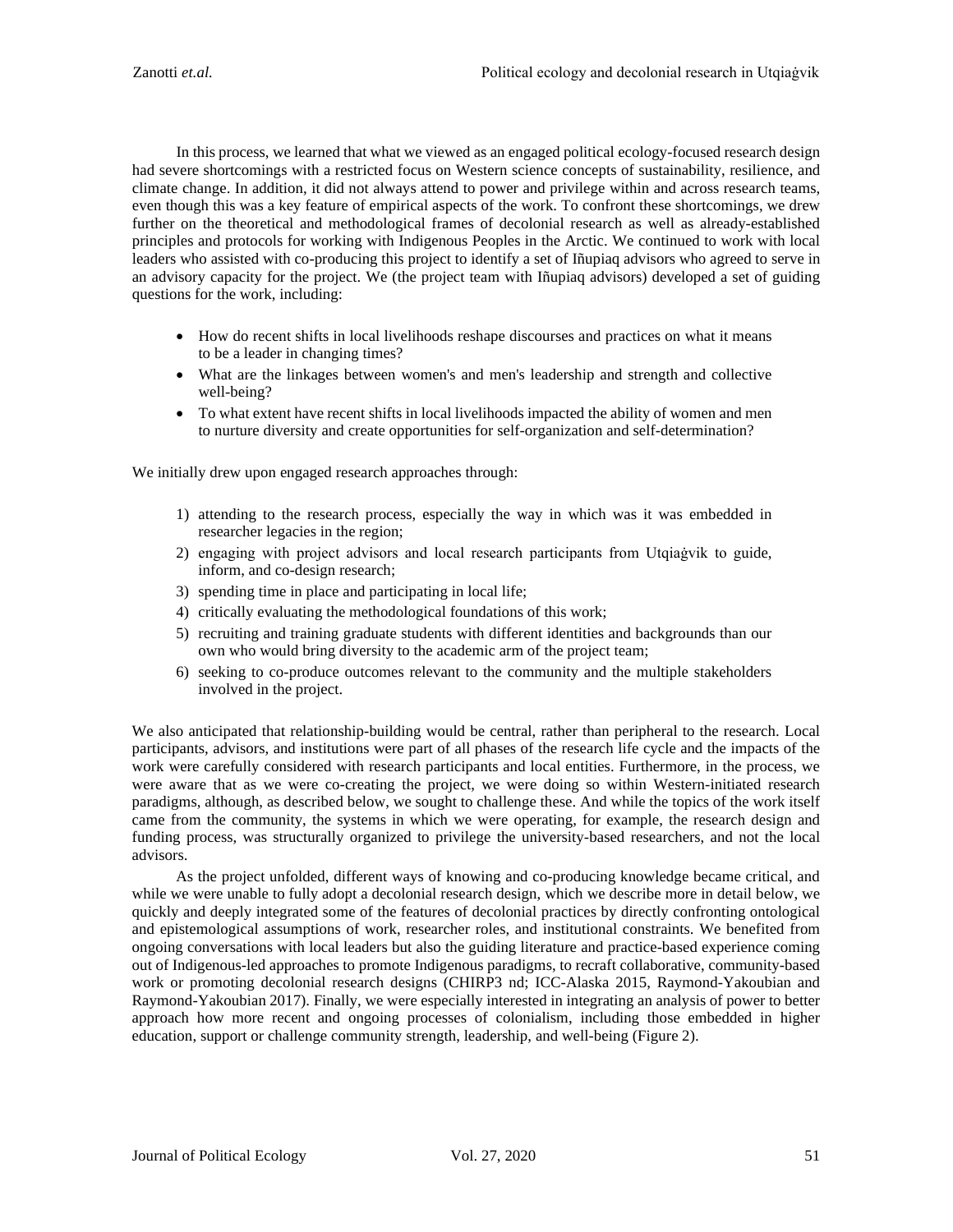In this process, we learned that what we viewed as an engaged political ecology-focused research design had severe shortcomings with a restricted focus on Western science concepts of sustainability, resilience, and climate change. In addition, it did not always attend to power and privilege within and across research teams, even though this was a key feature of empirical aspects of the work. To confront these shortcomings, we drew further on the theoretical and methodological frames of decolonial research as well as already-established principles and protocols for working with Indigenous Peoples in the Arctic. We continued to work with local leaders who assisted with co-producing this project to identify a set of Iñupiaq advisors who agreed to serve in an advisory capacity for the project. We (the project team with Iñupiaq advisors) developed a set of guiding questions for the work, including:

- How do recent shifts in local livelihoods reshape discourses and practices on what it means to be a leader in changing times?
- What are the linkages between women's and men's leadership and strength and collective well-being?
- To what extent have recent shifts in local livelihoods impacted the ability of women and men to nurture diversity and create opportunities for self-organization and self-determination?

We initially drew upon engaged research approaches through:

1) attending to the research process, especially the way in which was it was embedded in researcher legacies in the region;
2) engaging with project advisors and local research participants from Utqiaġvik to guide, inform, and co-design research;
3) spending time in place and participating in local life;
4) critically evaluating the methodological foundations of this work;
5) recruiting and training graduate students with different identities and backgrounds than our own who would bring diversity to the academic arm of the project team;
6) seeking to co-produce outcomes relevant to the community and the multiple stakeholders involved in the project.

We also anticipated that relationship-building would be central, rather than peripheral to the research. Local participants, advisors, and institutions were part of all phases of the research life cycle and the impacts of the work were carefully considered with research participants and local entities. Furthermore, in the process, we were aware that as we were co-creating the project, we were doing so within Western-initiated research paradigms, although, as described below, we sought to challenge these. And while the topics of the work itself came from the community, the systems in which we were operating, for example, the research design and funding process, was structurally organized to privilege the university-based researchers, and not the local advisors.

As the project unfolded, different ways of knowing and co-producing knowledge became critical, and while we were unable to fully adopt a decolonial research design, which we describe more in detail below, we quickly and deeply integrated some of the features of decolonial practices by directly confronting ontological and epistemological assumptions of work, researcher roles, and institutional constraints. We benefited from ongoing conversations with local leaders but also the guiding literature and practice-based experience coming out of Indigenous-led approaches to promote Indigenous paradigms, to recraft collaborative, community-based work or promoting decolonial research designs (CHIRP3 nd; ICC-Alaska 2015, Raymond-Yakoubian and Raymond-Yakoubian 2017). Finally, we were especially interested in integrating an analysis of power to better approach how more recent and ongoing processes of colonialism, including those embedded in higher education, support or challenge community strength, leadership, and well-being (Figure 2).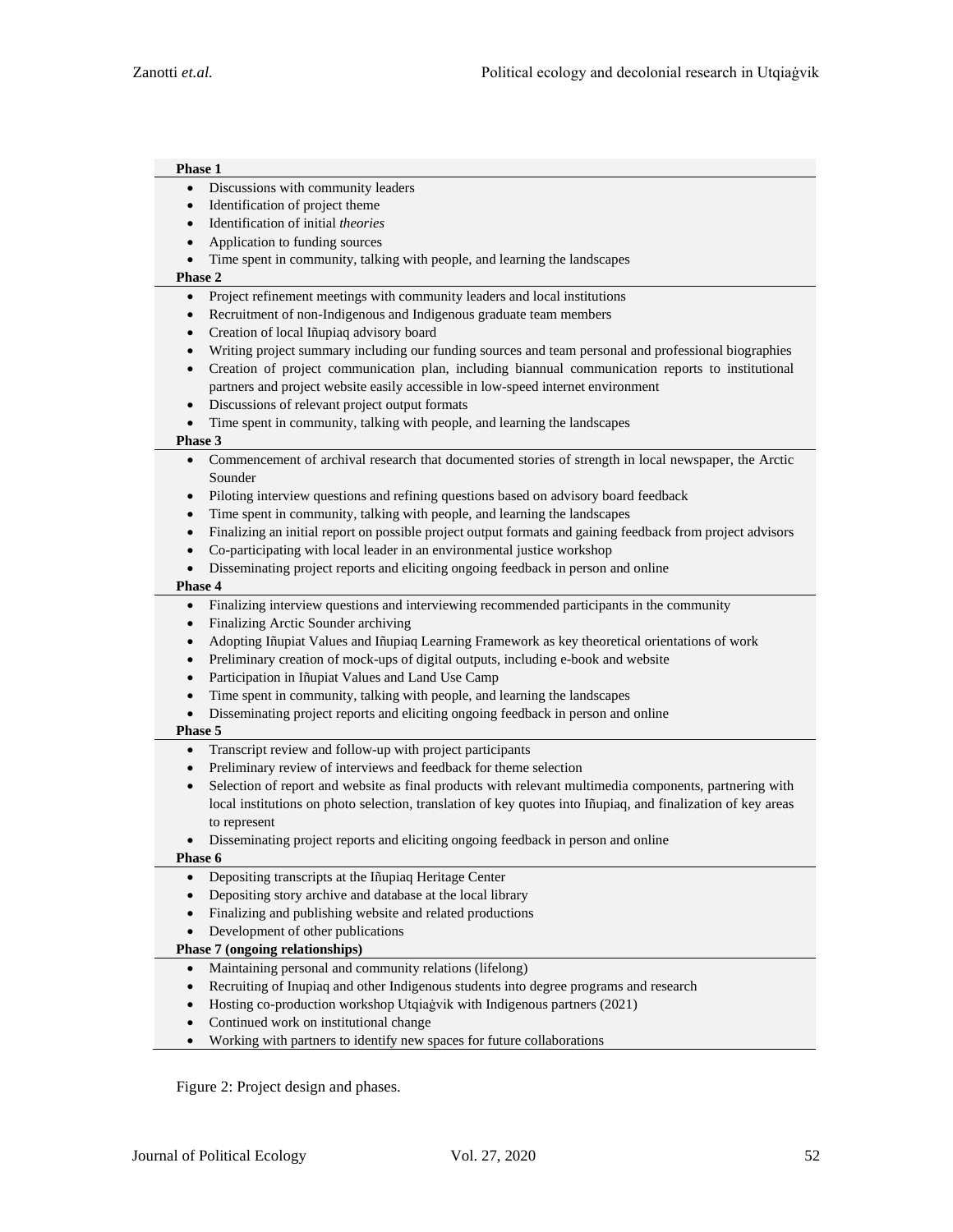**Phase 1**

- Discussions with community leaders
- Identification of project theme
- Identification of initial *theories*
- Application to funding sources
- Time spent in community, talking with people, and learning the landscapes

**Phase 2**

- Project refinement meetings with community leaders and local institutions
- Recruitment of non-Indigenous and Indigenous graduate team members
- Creation of local Iñupiaq advisory board
- Writing project summary including our funding sources and team personal and professional biographies
- Creation of project communication plan, including biannual communication reports to institutional partners and project website easily accessible in low-speed internet environment
- Discussions of relevant project output formats
- Time spent in community, talking with people, and learning the landscapes

**Phase 3**

- Commencement of archival research that documented stories of strength in local newspaper, the Arctic Sounder
- Piloting interview questions and refining questions based on advisory board feedback
- Time spent in community, talking with people, and learning the landscapes
- Finalizing an initial report on possible project output formats and gaining feedback from project advisors
- Co-participating with local leader in an environmental justice workshop
- Disseminating project reports and eliciting ongoing feedback in person and online

**Phase 4**

- Finalizing interview questions and interviewing recommended participants in the community
- Finalizing Arctic Sounder archiving
- Adopting Iñupiat Values and Iñupiaq Learning Framework as key theoretical orientations of work
- Preliminary creation of mock-ups of digital outputs, including e-book and website
- Participation in Iñupiat Values and Land Use Camp
- Time spent in community, talking with people, and learning the landscapes
- Disseminating project reports and eliciting ongoing feedback in person and online

**Phase 5**

- Transcript review and follow-up with project participants
- Preliminary review of interviews and feedback for theme selection
- Selection of report and website as final products with relevant multimedia components, partnering with local institutions on photo selection, translation of key quotes into Iñupiaq, and finalization of key areas to represent
- Disseminating project reports and eliciting ongoing feedback in person and online

**Phase 6**

- Depositing transcripts at the Iñupiaq Heritage Center
- Depositing story archive and database at the local library
- Finalizing and publishing website and related productions
- Development of other publications

**Phase 7 (ongoing relationships)**

- Maintaining personal and community relations (lifelong)
- Recruiting of Inupiaq and other Indigenous students into degree programs and research
- Hosting co-production workshop Utqiaġvik with Indigenous partners (2021)
- Continued work on institutional change
- Working with partners to identify new spaces for future collaborations

Figure 2: Project design and phases.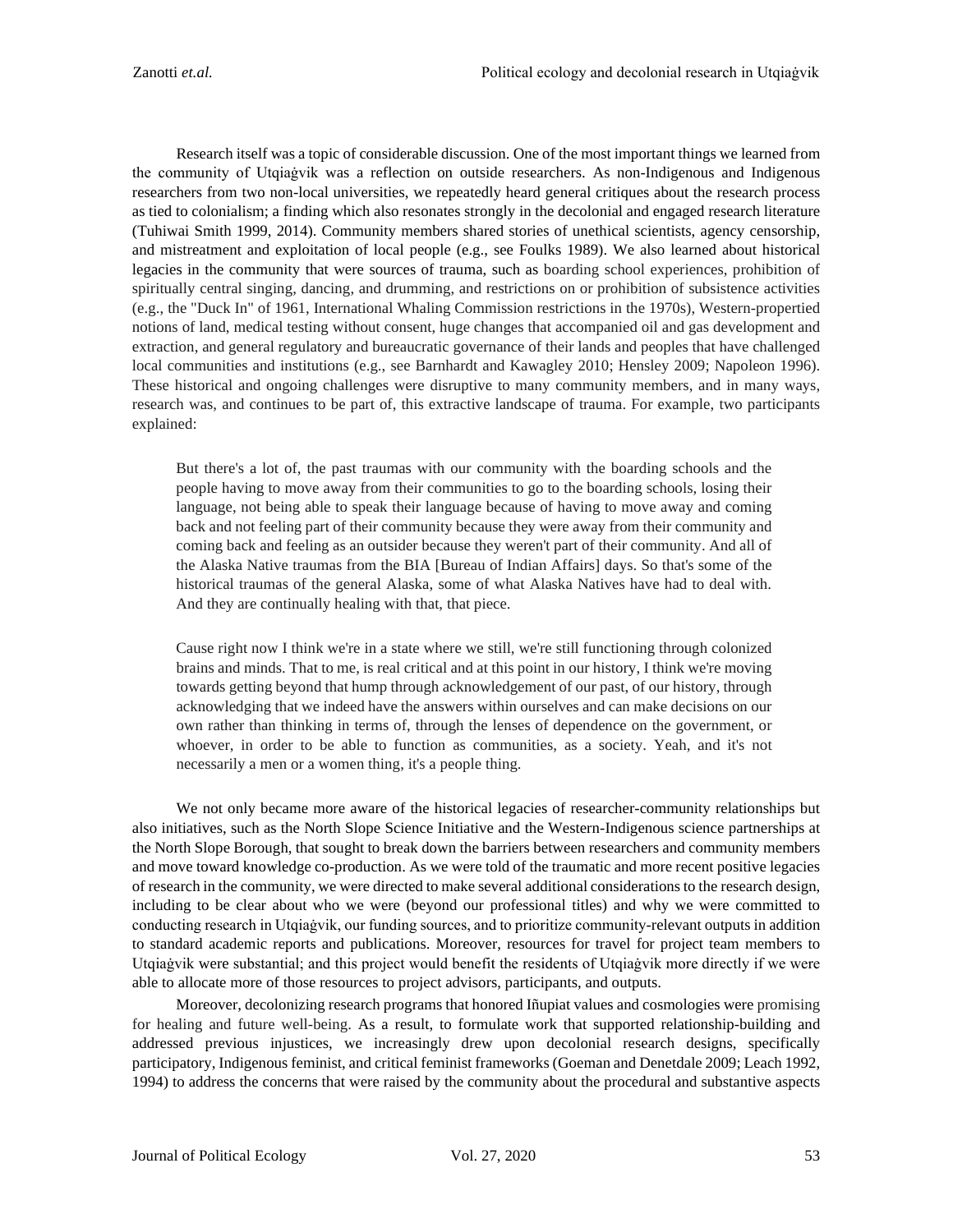Research itself was a topic of considerable discussion. One of the most important things we learned from the community of Utqiaġvik was a reflection on outside researchers. As non-Indigenous and Indigenous researchers from two non-local universities, we repeatedly heard general critiques about the research process as tied to colonialism; a finding which also resonates strongly in the decolonial and engaged research literature (Tuhiwai Smith 1999, 2014). Community members shared stories of unethical scientists, agency censorship, and mistreatment and exploitation of local people (e.g., see Foulks 1989). We also learned about historical legacies in the community that were sources of trauma, such as boarding school experiences, prohibition of spiritually central singing, dancing, and drumming, and restrictions on or prohibition of subsistence activities (e.g., the "Duck In" of 1961, International Whaling Commission restrictions in the 1970s), Western-propertied notions of land, medical testing without consent, huge changes that accompanied oil and gas development and extraction, and general regulatory and bureaucratic governance of their lands and peoples that have challenged local communities and institutions (e.g., see Barnhardt and Kawagley 2010; Hensley 2009; Napoleon 1996). These historical and ongoing challenges were disruptive to many community members, and in many ways, research was, and continues to be part of, this extractive landscape of trauma. For example, two participants explained:

> But there's a lot of, the past traumas with our community with the boarding schools and the people having to move away from their communities to go to the boarding schools, losing their language, not being able to speak their language because of having to move away and coming back and not feeling part of their community because they were away from their community and coming back and feeling as an outsider because they weren't part of their community. And all of the Alaska Native traumas from the BIA [Bureau of Indian Affairs] days. So that's some of the historical traumas of the general Alaska, some of what Alaska Natives have had to deal with. And they are continually healing with that, that piece.

> Cause right now I think we're in a state where we still, we're still functioning through colonized brains and minds. That to me, is real critical and at this point in our history, I think we're moving towards getting beyond that hump through acknowledgement of our past, of our history, through acknowledging that we indeed have the answers within ourselves and can make decisions on our own rather than thinking in terms of, through the lenses of dependence on the government, or whoever, in order to be able to function as communities, as a society. Yeah, and it's not necessarily a men or a women thing, it's a people thing.

We not only became more aware of the historical legacies of researcher-community relationships but also initiatives, such as the North Slope Science Initiative and the Western-Indigenous science partnerships at the North Slope Borough, that sought to break down the barriers between researchers and community members and move toward knowledge co-production. As we were told of the traumatic and more recent positive legacies of research in the community, we were directed to make several additional considerations to the research design, including to be clear about who we were (beyond our professional titles) and why we were committed to conducting research in Utqiaġvik, our funding sources, and to prioritize community-relevant outputs in addition to standard academic reports and publications. Moreover, resources for travel for project team members to Utqiaġvik were substantial; and this project would benefit the residents of Utqiaġvik more directly if we were able to allocate more of those resources to project advisors, participants, and outputs.

Moreover, decolonizing research programs that honored Iñupiat values and cosmologies were promising for healing and future well-being. As a result, to formulate work that supported relationship-building and addressed previous injustices, we increasingly drew upon decolonial research designs, specifically participatory, Indigenous feminist, and critical feminist frameworks (Goeman and Denetdale 2009; Leach 1992, 1994) to address the concerns that were raised by the community about the procedural and substantive aspects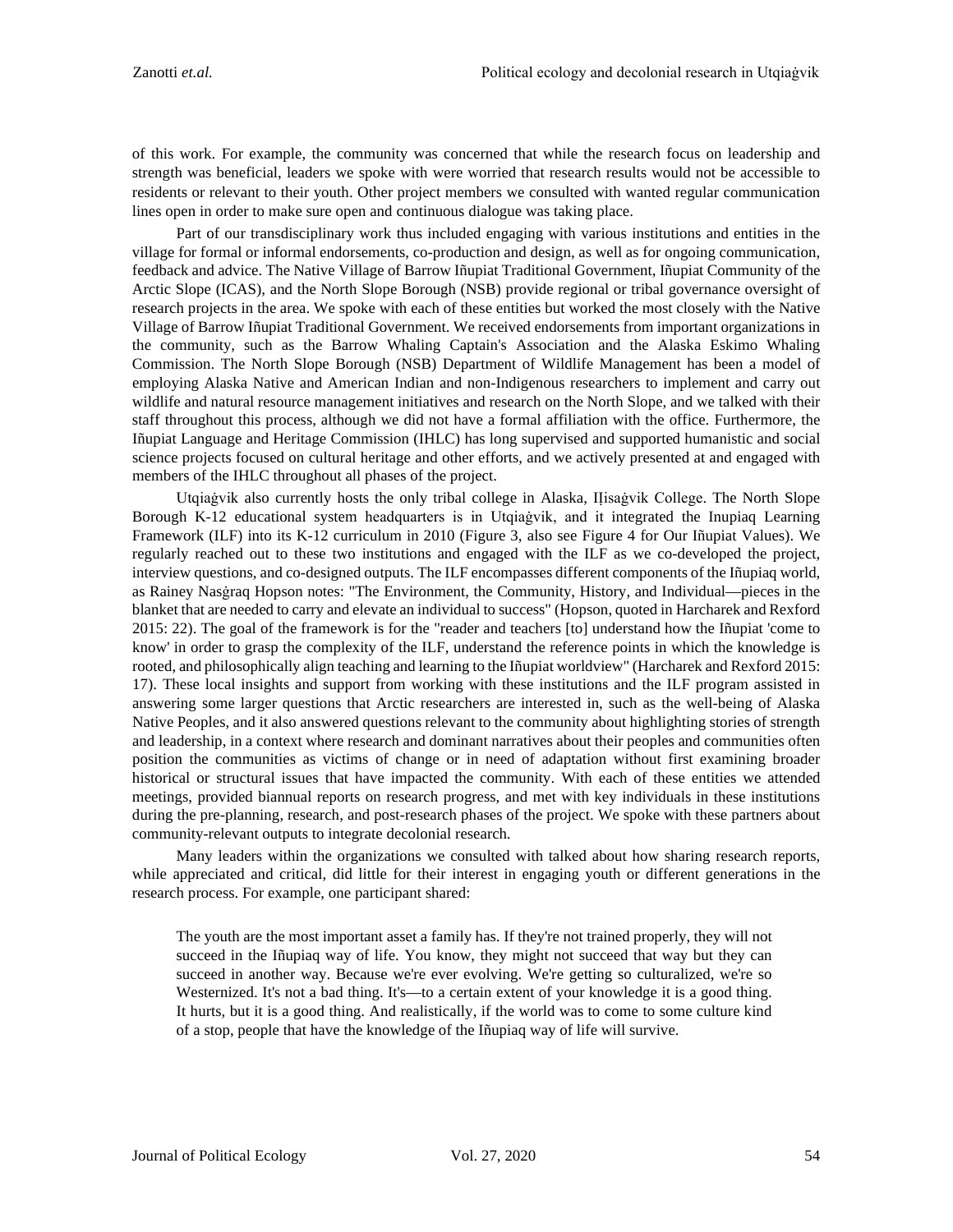of this work. For example, the community was concerned that while the research focus on leadership and strength was beneficial, leaders we spoke with were worried that research results would not be accessible to residents or relevant to their youth. Other project members we consulted with wanted regular communication lines open in order to make sure open and continuous dialogue was taking place.

Part of our transdisciplinary work thus included engaging with various institutions and entities in the village for formal or informal endorsements, co-production and design, as well as for ongoing communication, feedback and advice. The Native Village of Barrow Iñupiat Traditional Government, Iñupiat Community of the Arctic Slope (ICAS), and the North Slope Borough (NSB) provide regional or tribal governance oversight of research projects in the area. We spoke with each of these entities but worked the most closely with the Native Village of Barrow Iñupiat Traditional Government. We received endorsements from important organizations in the community, such as the Barrow Whaling Captain's Association and the Alaska Eskimo Whaling Commission. The North Slope Borough (NSB) Department of Wildlife Management has been a model of employing Alaska Native and American Indian and non-Indigenous researchers to implement and carry out wildlife and natural resource management initiatives and research on the North Slope, and we talked with their staff throughout this process, although we did not have a formal affiliation with the office. Furthermore, the Iñupiat Language and Heritage Commission (IHLC) has long supervised and supported humanistic and social science projects focused on cultural heritage and other efforts, and we actively presented at and engaged with members of the IHLC throughout all phases of the project.

Utqiaġvik also currently hosts the only tribal college in Alaska, Iḷisaġvik College. The North Slope Borough K-12 educational system headquarters is in Utqiaġvik, and it integrated the Inupiaq Learning Framework (ILF) into its K-12 curriculum in 2010 (Figure 3, also see Figure 4 for Our Iñupiat Values). We regularly reached out to these two institutions and engaged with the ILF as we co-developed the project, interview questions, and co-designed outputs. The ILF encompasses different components of the Iñupiaq world, as Rainey Nasġraq Hopson notes: "The Environment, the Community, History, and Individual—pieces in the blanket that are needed to carry and elevate an individual to success" (Hopson, quoted in Harcharek and Rexford 2015: 22). The goal of the framework is for the "reader and teachers [to] understand how the Iñupiat 'come to know' in order to grasp the complexity of the ILF, understand the reference points in which the knowledge is rooted, and philosophically align teaching and learning to the Iñupiat worldview" (Harcharek and Rexford 2015: 17). These local insights and support from working with these institutions and the ILF program assisted in answering some larger questions that Arctic researchers are interested in, such as the well-being of Alaska Native Peoples, and it also answered questions relevant to the community about highlighting stories of strength and leadership, in a context where research and dominant narratives about their peoples and communities often position the communities as victims of change or in need of adaptation without first examining broader historical or structural issues that have impacted the community. With each of these entities we attended meetings, provided biannual reports on research progress, and met with key individuals in these institutions during the pre-planning, research, and post-research phases of the project. We spoke with these partners about community-relevant outputs to integrate decolonial research.

Many leaders within the organizations we consulted with talked about how sharing research reports, while appreciated and critical, did little for their interest in engaging youth or different generations in the research process. For example, one participant shared:

> The youth are the most important asset a family has. If they're not trained properly, they will not succeed in the Iñupiaq way of life. You know, they might not succeed that way but they can succeed in another way. Because we're ever evolving. We're getting so culturalized, we're so Westernized. It's not a bad thing. It's—to a certain extent of your knowledge it is a good thing. It hurts, but it is a good thing. And realistically, if the world was to come to some culture kind of a stop, people that have the knowledge of the Iñupiaq way of life will survive.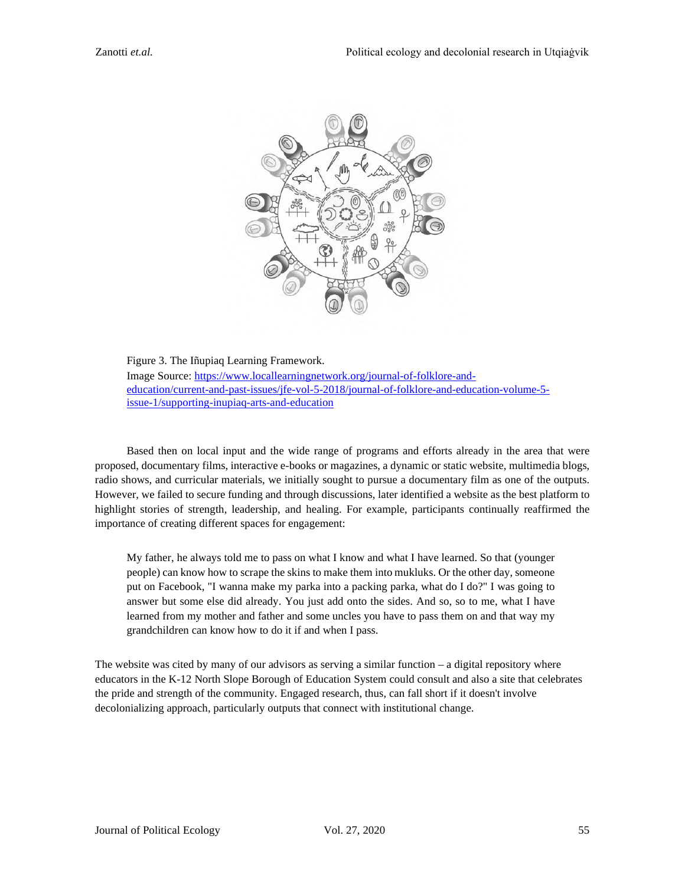Figure 3. The Iñupiaq Learning Framework.
Image Source: https://www.locallearningnetwork.org/journal-of-folklore-and-education/current-and-past-issues/jfe-vol-5-2018/journal-of-folklore-and-education-volume-5-issue-1/supporting-inupiaq-arts-and-education

Based then on local input and the wide range of programs and efforts already in the area that were proposed, documentary films, interactive e-books or magazines, a dynamic or static website, multimedia blogs, radio shows, and curricular materials, we initially sought to pursue a documentary film as one of the outputs. However, we failed to secure funding and through discussions, later identified a website as the best platform to highlight stories of strength, leadership, and healing. For example, participants continually reaffirmed the importance of creating different spaces for engagement:

> My father, he always told me to pass on what I know and what I have learned. So that (younger people) can know how to scrape the skins to make them into mukluks. Or the other day, someone put on Facebook, "I wanna make my parka into a packing parka, what do I do?" I was going to answer but some else did already. You just add onto the sides. And so, so to me, what I have learned from my mother and father and some uncles you have to pass them on and that way my grandchildren can know how to do it if and when I pass.

The website was cited by many of our advisors as serving a similar function – a digital repository where educators in the K-12 North Slope Borough of Education System could consult and also a site that celebrates the pride and strength of the community. Engaged research, thus, can fall short if it doesn't involve decolonializing approach, particularly outputs that connect with institutional change.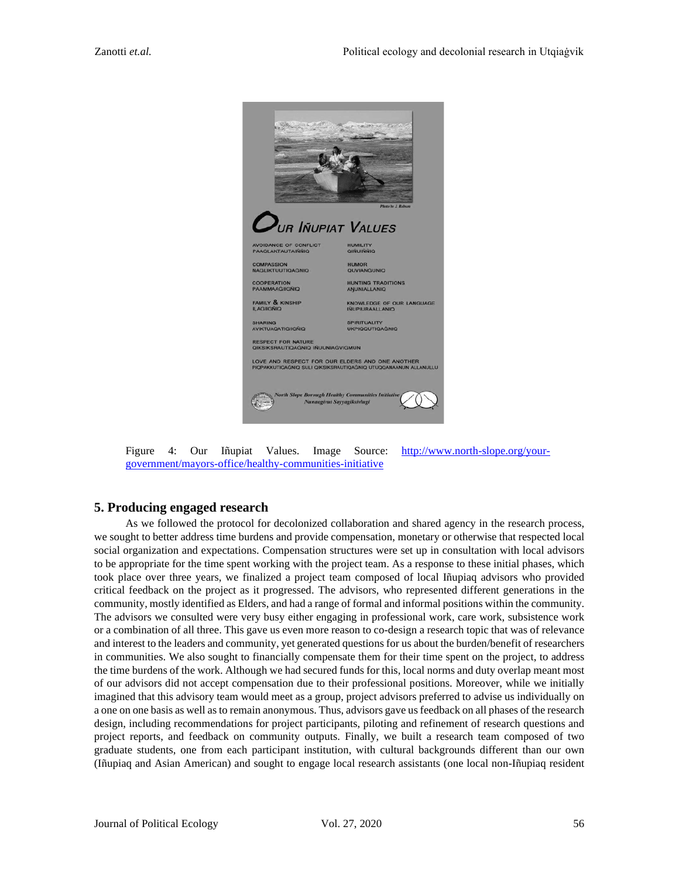Figure 4: Our Iñupiat Values. Image Source: [http://www.north-slope.org/your-government/mayors-office/healthy-communities-initiative](http://www.north-slope.org/your-government/mayors-office/healthy-communities-initiative)

## 5. Producing engaged research

As we followed the protocol for decolonized collaboration and shared agency in the research process, we sought to better address time burdens and provide compensation, monetary or otherwise that respected local social organization and expectations. Compensation structures were set up in consultation with local advisors to be appropriate for the time spent working with the project team. As a response to these initial phases, which took place over three years, we finalized a project team composed of local Iñupiaq advisors who provided critical feedback on the project as it progressed. The advisors, who represented different generations in the community, mostly identified as Elders, and had a range of formal and informal positions within the community. The advisors we consulted were very busy either engaging in professional work, care work, subsistence work or a combination of all three. This gave us even more reason to co-design a research topic that was of relevance and interest to the leaders and community, yet generated questions for us about the burden/benefit of researchers in communities. We also sought to financially compensate them for their time spent on the project, to address the time burdens of the work. Although we had secured funds for this, local norms and duty overlap meant most of our advisors did not accept compensation due to their professional positions. Moreover, while we initially imagined that this advisory team would meet as a group, project advisors preferred to advise us individually on a one on one basis as well as to remain anonymous. Thus, advisors gave us feedback on all phases of the research design, including recommendations for project participants, piloting and refinement of research questions and project reports, and feedback on community outputs. Finally, we built a research team composed of two graduate students, one from each participant institution, with cultural backgrounds different than our own (Iñupiaq and Asian American) and sought to engage local research assistants (one local non-Iñupiaq resident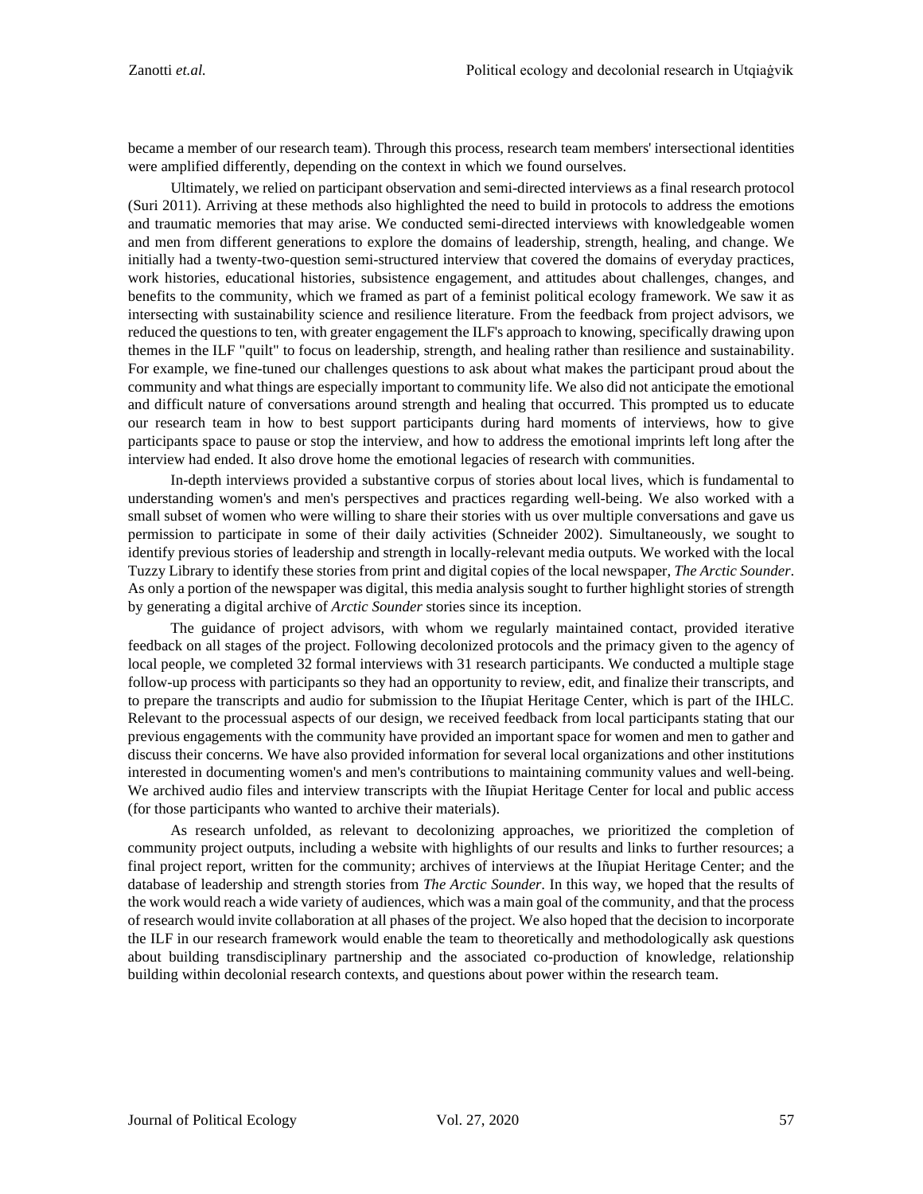became a member of our research team). Through this process, research team members' intersectional identities were amplified differently, depending on the context in which we found ourselves.

Ultimately, we relied on participant observation and semi-directed interviews as a final research protocol (Suri 2011). Arriving at these methods also highlighted the need to build in protocols to address the emotions and traumatic memories that may arise. We conducted semi-directed interviews with knowledgeable women and men from different generations to explore the domains of leadership, strength, healing, and change. We initially had a twenty-two-question semi-structured interview that covered the domains of everyday practices, work histories, educational histories, subsistence engagement, and attitudes about challenges, changes, and benefits to the community, which we framed as part of a feminist political ecology framework. We saw it as intersecting with sustainability science and resilience literature. From the feedback from project advisors, we reduced the questions to ten, with greater engagement the ILF's approach to knowing, specifically drawing upon themes in the ILF "quilt" to focus on leadership, strength, and healing rather than resilience and sustainability. For example, we fine-tuned our challenges questions to ask about what makes the participant proud about the community and what things are especially important to community life. We also did not anticipate the emotional and difficult nature of conversations around strength and healing that occurred. This prompted us to educate our research team in how to best support participants during hard moments of interviews, how to give participants space to pause or stop the interview, and how to address the emotional imprints left long after the interview had ended. It also drove home the emotional legacies of research with communities.

In-depth interviews provided a substantive corpus of stories about local lives, which is fundamental to understanding women's and men's perspectives and practices regarding well-being. We also worked with a small subset of women who were willing to share their stories with us over multiple conversations and gave us permission to participate in some of their daily activities (Schneider 2002). Simultaneously, we sought to identify previous stories of leadership and strength in locally-relevant media outputs. We worked with the local Tuzzy Library to identify these stories from print and digital copies of the local newspaper, *The Arctic Sounder*. As only a portion of the newspaper was digital, this media analysis sought to further highlight stories of strength by generating a digital archive of *Arctic Sounder* stories since its inception.

The guidance of project advisors, with whom we regularly maintained contact, provided iterative feedback on all stages of the project. Following decolonized protocols and the primacy given to the agency of local people, we completed 32 formal interviews with 31 research participants. We conducted a multiple stage follow-up process with participants so they had an opportunity to review, edit, and finalize their transcripts, and to prepare the transcripts and audio for submission to the Iñupiat Heritage Center, which is part of the IHLC. Relevant to the processual aspects of our design, we received feedback from local participants stating that our previous engagements with the community have provided an important space for women and men to gather and discuss their concerns. We have also provided information for several local organizations and other institutions interested in documenting women's and men's contributions to maintaining community values and well-being. We archived audio files and interview transcripts with the Iñupiat Heritage Center for local and public access (for those participants who wanted to archive their materials).

As research unfolded, as relevant to decolonizing approaches, we prioritized the completion of community project outputs, including a website with highlights of our results and links to further resources; a final project report, written for the community; archives of interviews at the Iñupiat Heritage Center; and the database of leadership and strength stories from *The Arctic Sounder*. In this way, we hoped that the results of the work would reach a wide variety of audiences, which was a main goal of the community, and that the process of research would invite collaboration at all phases of the project. We also hoped that the decision to incorporate the ILF in our research framework would enable the team to theoretically and methodologically ask questions about building transdisciplinary partnership and the associated co-production of knowledge, relationship building within decolonial research contexts, and questions about power within the research team.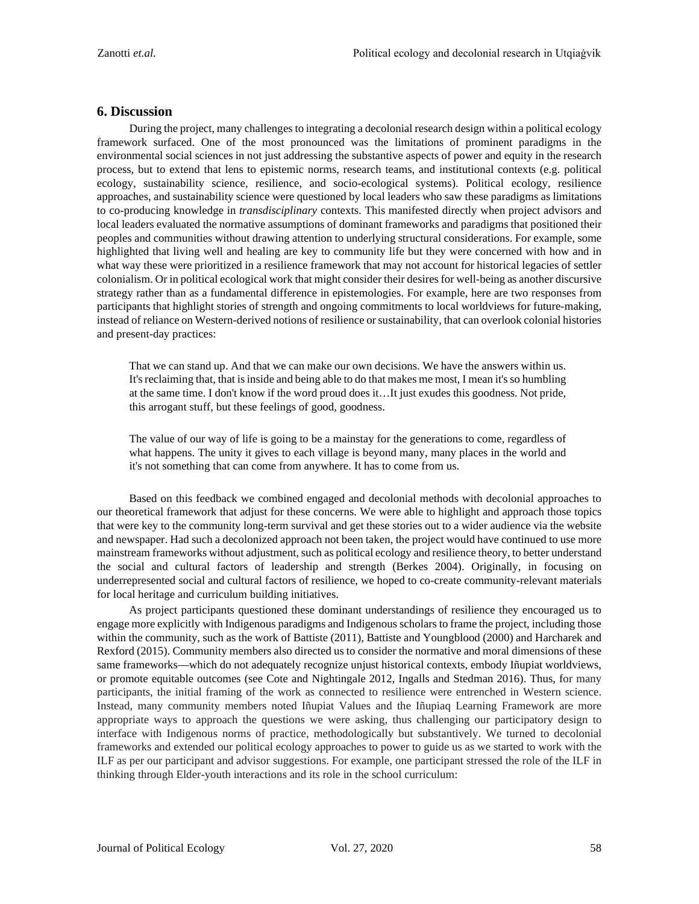## 6. Discussion

During the project, many challenges to integrating a decolonial research design within a political ecology framework surfaced. One of the most pronounced was the limitations of prominent paradigms in the environmental social sciences in not just addressing the substantive aspects of power and equity in the research process, but to extend that lens to epistemic norms, research teams, and institutional contexts (e.g. political ecology, sustainability science, resilience, and socio-ecological systems). Political ecology, resilience approaches, and sustainability science were questioned by local leaders who saw these paradigms as limitations to co-producing knowledge in *transdisciplinary* contexts. This manifested directly when project advisors and local leaders evaluated the normative assumptions of dominant frameworks and paradigms that positioned their peoples and communities without drawing attention to underlying structural considerations. For example, some highlighted that living well and healing are key to community life but they were concerned with how and in what way these were prioritized in a resilience framework that may not account for historical legacies of settler colonialism. Or in political ecological work that might consider their desires for well-being as another discursive strategy rather than as a fundamental difference in epistemologies. For example, here are two responses from participants that highlight stories of strength and ongoing commitments to local worldviews for future-making, instead of reliance on Western-derived notions of resilience or sustainability, that can overlook colonial histories and present-day practices:

> That we can stand up. And that we can make our own decisions. We have the answers within us. It's reclaiming that, that is inside and being able to do that makes me most, I mean it's so humbling at the same time. I don't know if the word proud does it…It just exudes this goodness. Not pride, this arrogant stuff, but these feelings of good, goodness.

> The value of our way of life is going to be a mainstay for the generations to come, regardless of what happens. The unity it gives to each village is beyond many, many places in the world and it's not something that can come from anywhere. It has to come from us.

Based on this feedback we combined engaged and decolonial methods with decolonial approaches to our theoretical framework that adjust for these concerns. We were able to highlight and approach those topics that were key to the community long-term survival and get these stories out to a wider audience via the website and newspaper. Had such a decolonized approach not been taken, the project would have continued to use more mainstream frameworks without adjustment, such as political ecology and resilience theory, to better understand the social and cultural factors of leadership and strength (Berkes 2004). Originally, in focusing on underrepresented social and cultural factors of resilience, we hoped to co-create community-relevant materials for local heritage and curriculum building initiatives.

As project participants questioned these dominant understandings of resilience they encouraged us to engage more explicitly with Indigenous paradigms and Indigenous scholars to frame the project, including those within the community, such as the work of Battiste (2011), Battiste and Youngblood (2000) and Harcharek and Rexford (2015). Community members also directed us to consider the normative and moral dimensions of these same frameworks—which do not adequately recognize unjust historical contexts, embody Iñupiat worldviews, or promote equitable outcomes (see Cote and Nightingale 2012, Ingalls and Stedman 2016). Thus, for many participants, the initial framing of the work as connected to resilience were entrenched in Western science. Instead, many community members noted Iñupiat Values and the Iñupiaq Learning Framework are more appropriate ways to approach the questions we were asking, thus challenging our participatory design to interface with Indigenous norms of practice, methodologically but substantively. We turned to decolonial frameworks and extended our political ecology approaches to power to guide us as we started to work with the ILF as per our participant and advisor suggestions. For example, one participant stressed the role of the ILF in thinking through Elder-youth interactions and its role in the school curriculum: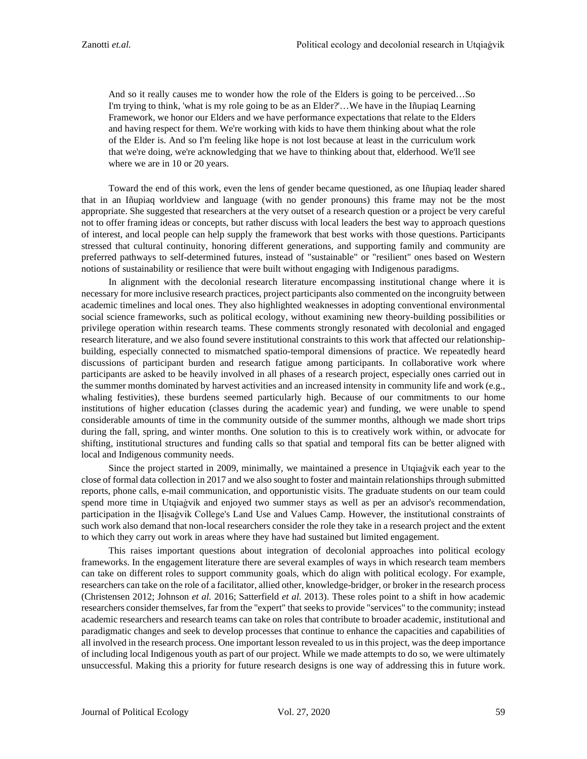> And so it really causes me to wonder how the role of the Elders is going to be perceived…So I'm trying to think, 'what is my role going to be as an Elder?'…We have in the Iñupiaq Learning Framework, we honor our Elders and we have performance expectations that relate to the Elders and having respect for them. We're working with kids to have them thinking about what the role of the Elder is. And so I'm feeling like hope is not lost because at least in the curriculum work that we're doing, we're acknowledging that we have to thinking about that, elderhood. We'll see where we are in 10 or 20 years.

Toward the end of this work, even the lens of gender became questioned, as one Iñupiaq leader shared that in an Iñupiaq worldview and language (with no gender pronouns) this frame may not be the most appropriate. She suggested that researchers at the very outset of a research question or a project be very careful not to offer framing ideas or concepts, but rather discuss with local leaders the best way to approach questions of interest, and local people can help supply the framework that best works with those questions. Participants stressed that cultural continuity, honoring different generations, and supporting family and community are preferred pathways to self-determined futures, instead of "sustainable" or "resilient" ones based on Western notions of sustainability or resilience that were built without engaging with Indigenous paradigms.

In alignment with the decolonial research literature encompassing institutional change where it is necessary for more inclusive research practices, project participants also commented on the incongruity between academic timelines and local ones. They also highlighted weaknesses in adopting conventional environmental social science frameworks, such as political ecology, without examining new theory-building possibilities or privilege operation within research teams. These comments strongly resonated with decolonial and engaged research literature, and we also found severe institutional constraints to this work that affected our relationship-building, especially connected to mismatched spatio-temporal dimensions of practice. We repeatedly heard discussions of participant burden and research fatigue among participants. In collaborative work where participants are asked to be heavily involved in all phases of a research project, especially ones carried out in the summer months dominated by harvest activities and an increased intensity in community life and work (e.g., whaling festivities), these burdens seemed particularly high. Because of our commitments to our home institutions of higher education (classes during the academic year) and funding, we were unable to spend considerable amounts of time in the community outside of the summer months, although we made short trips during the fall, spring, and winter months. One solution to this is to creatively work within, or advocate for shifting, institutional structures and funding calls so that spatial and temporal fits can be better aligned with local and Indigenous community needs.

Since the project started in 2009, minimally, we maintained a presence in Utqiaġvik each year to the close of formal data collection in 2017 and we also sought to foster and maintain relationships through submitted reports, phone calls, e-mail communication, and opportunistic visits. The graduate students on our team could spend more time in Utqiaġvik and enjoyed two summer stays as well as per an advisor's recommendation, participation in the Iḷisaġvik College's Land Use and Values Camp. However, the institutional constraints of such work also demand that non-local researchers consider the role they take in a research project and the extent to which they carry out work in areas where they have had sustained but limited engagement.

This raises important questions about integration of decolonial approaches into political ecology frameworks. In the engagement literature there are several examples of ways in which research team members can take on different roles to support community goals, which do align with political ecology. For example, researchers can take on the role of a facilitator, allied other, knowledge-bridger, or broker in the research process (Christensen 2012; Johnson *et al.* 2016; Satterfield *et al.* 2013). These roles point to a shift in how academic researchers consider themselves, far from the "expert" that seeks to provide "services" to the community; instead academic researchers and research teams can take on roles that contribute to broader academic, institutional and paradigmatic changes and seek to develop processes that continue to enhance the capacities and capabilities of all involved in the research process. One important lesson revealed to us in this project, was the deep importance of including local Indigenous youth as part of our project. While we made attempts to do so, we were ultimately unsuccessful. Making this a priority for future research designs is one way of addressing this in future work.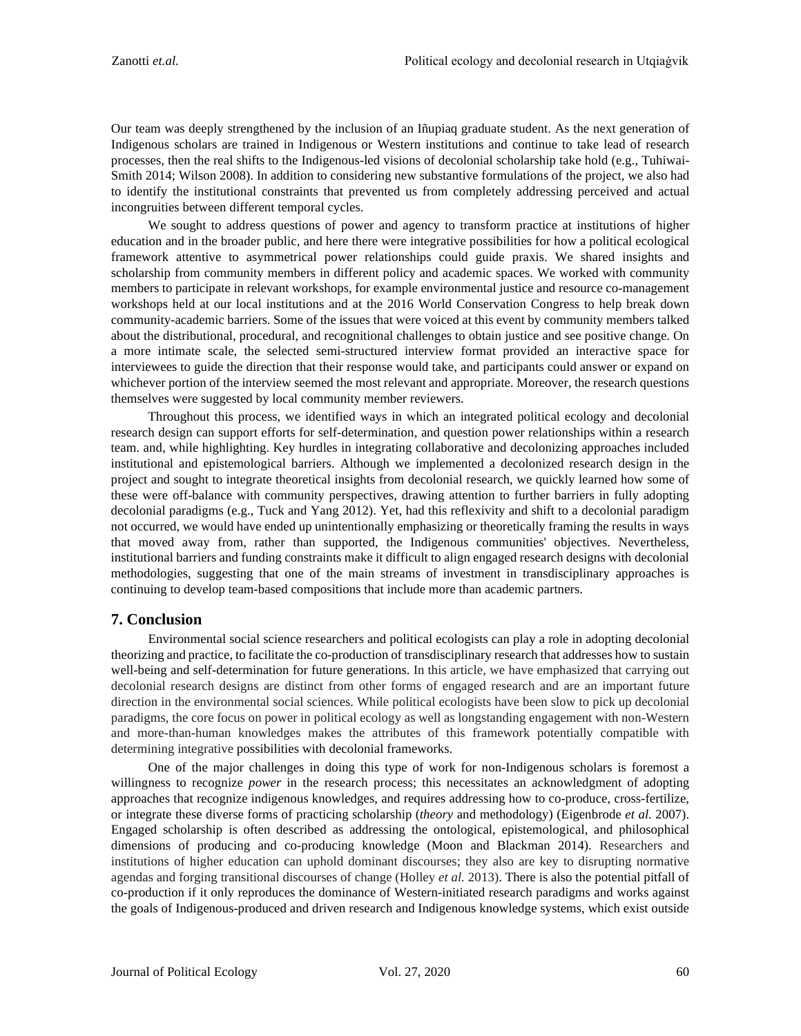Our team was deeply strengthened by the inclusion of an Iñupiaq graduate student. As the next generation of Indigenous scholars are trained in Indigenous or Western institutions and continue to take lead of research processes, then the real shifts to the Indigenous-led visions of decolonial scholarship take hold (e.g., Tuhiwai-Smith 2014; Wilson 2008). In addition to considering new substantive formulations of the project, we also had to identify the institutional constraints that prevented us from completely addressing perceived and actual incongruities between different temporal cycles.

We sought to address questions of power and agency to transform practice at institutions of higher education and in the broader public, and here there were integrative possibilities for how a political ecological framework attentive to asymmetrical power relationships could guide praxis. We shared insights and scholarship from community members in different policy and academic spaces. We worked with community members to participate in relevant workshops, for example environmental justice and resource co-management workshops held at our local institutions and at the 2016 World Conservation Congress to help break down community-academic barriers. Some of the issues that were voiced at this event by community members talked about the distributional, procedural, and recognitional challenges to obtain justice and see positive change. On a more intimate scale, the selected semi-structured interview format provided an interactive space for interviewees to guide the direction that their response would take, and participants could answer or expand on whichever portion of the interview seemed the most relevant and appropriate. Moreover, the research questions themselves were suggested by local community member reviewers.

Throughout this process, we identified ways in which an integrated political ecology and decolonial research design can support efforts for self-determination, and question power relationships within a research team. and, while highlighting. Key hurdles in integrating collaborative and decolonizing approaches included institutional and epistemological barriers. Although we implemented a decolonized research design in the project and sought to integrate theoretical insights from decolonial research, we quickly learned how some of these were off-balance with community perspectives, drawing attention to further barriers in fully adopting decolonial paradigms (e.g., Tuck and Yang 2012). Yet, had this reflexivity and shift to a decolonial paradigm not occurred, we would have ended up unintentionally emphasizing or theoretically framing the results in ways that moved away from, rather than supported, the Indigenous communities' objectives. Nevertheless, institutional barriers and funding constraints make it difficult to align engaged research designs with decolonial methodologies, suggesting that one of the main streams of investment in transdisciplinary approaches is continuing to develop team-based compositions that include more than academic partners.

## 7. Conclusion

Environmental social science researchers and political ecologists can play a role in adopting decolonial theorizing and practice, to facilitate the co-production of transdisciplinary research that addresses how to sustain well-being and self-determination for future generations. In this article, we have emphasized that carrying out decolonial research designs are distinct from other forms of engaged research and are an important future direction in the environmental social sciences. While political ecologists have been slow to pick up decolonial paradigms, the core focus on power in political ecology as well as longstanding engagement with non-Western and more-than-human knowledges makes the attributes of this framework potentially compatible with determining integrative possibilities with decolonial frameworks.

One of the major challenges in doing this type of work for non-Indigenous scholars is foremost a willingness to recognize *power* in the research process; this necessitates an acknowledgment of adopting approaches that recognize indigenous knowledges, and requires addressing how to co-produce, cross-fertilize, or integrate these diverse forms of practicing scholarship (*theory* and methodology) (Eigenbrode *et al.* 2007). Engaged scholarship is often described as addressing the ontological, epistemological, and philosophical dimensions of producing and co-producing knowledge (Moon and Blackman 2014). Researchers and institutions of higher education can uphold dominant discourses; they also are key to disrupting normative agendas and forging transitional discourses of change (Holley *et al.* 2013). There is also the potential pitfall of co-production if it only reproduces the dominance of Western-initiated research paradigms and works against the goals of Indigenous-produced and driven research and Indigenous knowledge systems, which exist outside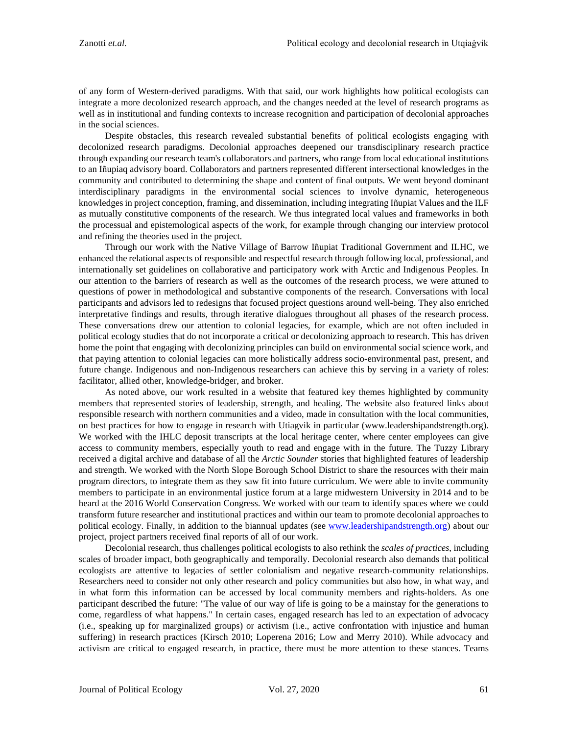of any form of Western-derived paradigms. With that said, our work highlights how political ecologists can integrate a more decolonized research approach, and the changes needed at the level of research programs as well as in institutional and funding contexts to increase recognition and participation of decolonial approaches in the social sciences.

Despite obstacles, this research revealed substantial benefits of political ecologists engaging with decolonized research paradigms. Decolonial approaches deepened our transdisciplinary research practice through expanding our research team's collaborators and partners, who range from local educational institutions to an Iñupiaq advisory board. Collaborators and partners represented different intersectional knowledges in the community and contributed to determining the shape and content of final outputs. We went beyond dominant interdisciplinary paradigms in the environmental social sciences to involve dynamic, heterogeneous knowledges in project conception, framing, and dissemination, including integrating Iñupiat Values and the ILF as mutually constitutive components of the research. We thus integrated local values and frameworks in both the processual and epistemological aspects of the work, for example through changing our interview protocol and refining the theories used in the project.

Through our work with the Native Village of Barrow Iñupiat Traditional Government and ILHC, we enhanced the relational aspects of responsible and respectful research through following local, professional, and internationally set guidelines on collaborative and participatory work with Arctic and Indigenous Peoples. In our attention to the barriers of research as well as the outcomes of the research process, we were attuned to questions of power in methodological and substantive components of the research. Conversations with local participants and advisors led to redesigns that focused project questions around well-being. They also enriched interpretative findings and results, through iterative dialogues throughout all phases of the research process. These conversations drew our attention to colonial legacies, for example, which are not often included in political ecology studies that do not incorporate a critical or decolonizing approach to research. This has driven home the point that engaging with decolonizing principles can build on environmental social science work, and that paying attention to colonial legacies can more holistically address socio-environmental past, present, and future change. Indigenous and non-Indigenous researchers can achieve this by serving in a variety of roles: facilitator, allied other, knowledge-bridger, and broker.

As noted above, our work resulted in a website that featured key themes highlighted by community members that represented stories of leadership, strength, and healing. The website also featured links about responsible research with northern communities and a video, made in consultation with the local communities, on best practices for how to engage in research with Utiagvik in particular (www.leadershipandstrength.org). We worked with the IHLC deposit transcripts at the local heritage center, where center employees can give access to community members, especially youth to read and engage with in the future. The Tuzzy Library received a digital archive and database of all the *Arctic Sounder* stories that highlighted features of leadership and strength. We worked with the North Slope Borough School District to share the resources with their main program directors, to integrate them as they saw fit into future curriculum. We were able to invite community members to participate in an environmental justice forum at a large midwestern University in 2014 and to be heard at the 2016 World Conservation Congress. We worked with our team to identify spaces where we could transform future researcher and institutional practices and within our team to promote decolonial approaches to political ecology. Finally, in addition to the biannual updates (see www.leadershipandstrength.org) about our project, project partners received final reports of all of our work.

Decolonial research, thus challenges political ecologists to also rethink the *scales of practices*, including scales of broader impact, both geographically and temporally. Decolonial research also demands that political ecologists are attentive to legacies of settler colonialism and negative research-community relationships. Researchers need to consider not only other research and policy communities but also how, in what way, and in what form this information can be accessed by local community members and rights-holders. As one participant described the future: "The value of our way of life is going to be a mainstay for the generations to come, regardless of what happens." In certain cases, engaged research has led to an expectation of advocacy (i.e., speaking up for marginalized groups) or activism (i.e., active confrontation with injustice and human suffering) in research practices (Kirsch 2010; Loperena 2016; Low and Merry 2010). While advocacy and activism are critical to engaged research, in practice, there must be more attention to these stances. Teams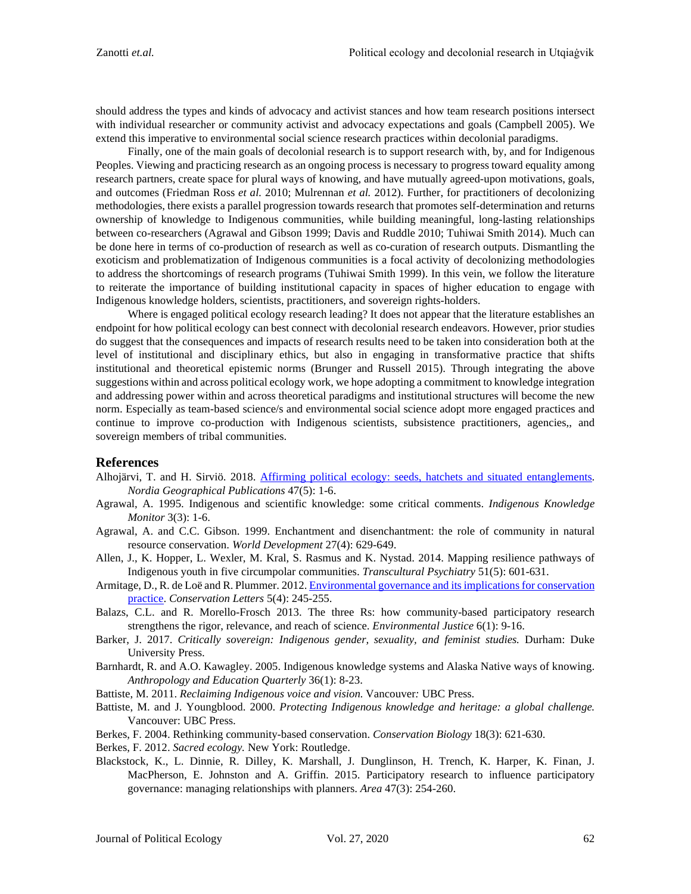should address the types and kinds of advocacy and activist stances and how team research positions intersect with individual researcher or community activist and advocacy expectations and goals (Campbell 2005). We extend this imperative to environmental social science research practices within decolonial paradigms.

Finally, one of the main goals of decolonial research is to support research with, by, and for Indigenous Peoples. Viewing and practicing research as an ongoing process is necessary to progress toward equality among research partners, create space for plural ways of knowing, and have mutually agreed-upon motivations, goals, and outcomes (Friedman Ross *et al.* 2010; Mulrennan *et al.* 2012). Further, for practitioners of decolonizing methodologies, there exists a parallel progression towards research that promotes self-determination and returns ownership of knowledge to Indigenous communities, while building meaningful, long-lasting relationships between co-researchers (Agrawal and Gibson 1999; Davis and Ruddle 2010; Tuhiwai Smith 2014). Much can be done here in terms of co-production of research as well as co-curation of research outputs. Dismantling the exoticism and problematization of Indigenous communities is a focal activity of decolonizing methodologies to address the shortcomings of research programs (Tuhiwai Smith 1999). In this vein, we follow the literature to reiterate the importance of building institutional capacity in spaces of higher education to engage with Indigenous knowledge holders, scientists, practitioners, and sovereign rights-holders.

Where is engaged political ecology research leading? It does not appear that the literature establishes an endpoint for how political ecology can best connect with decolonial research endeavors. However, prior studies do suggest that the consequences and impacts of research results need to be taken into consideration both at the level of institutional and disciplinary ethics, but also in engaging in transformative practice that shifts institutional and theoretical epistemic norms (Brunger and Russell 2015). Through integrating the above suggestions within and across political ecology work, we hope adopting a commitment to knowledge integration and addressing power within and across theoretical paradigms and institutional structures will become the new norm. Especially as team-based science/s and environmental social science adopt more engaged practices and continue to improve co-production with Indigenous scientists, subsistence practitioners, agencies,, and sovereign members of tribal communities.

## References

Alhojärvi, T. and H. Sirviö. 2018. Affirming political ecology: seeds, hatchets and situated entanglements. *Nordia Geographical Publications* 47(5): 1-6.

Agrawal, A. 1995. Indigenous and scientific knowledge: some critical comments. *Indigenous Knowledge Monitor* 3(3): 1-6.

Agrawal, A. and C.C. Gibson. 1999. Enchantment and disenchantment: the role of community in natural resource conservation. *World Development* 27(4): 629-649.

Allen, J., K. Hopper, L. Wexler, M. Kral, S. Rasmus and K. Nystad. 2014. Mapping resilience pathways of Indigenous youth in five circumpolar communities. *Transcultural Psychiatry* 51(5): 601-631.

Armitage, D., R. de Loë and R. Plummer. 2012. Environmental governance and its implications for conservation practice. *Conservation Letters* 5(4): 245-255.

Balazs, C.L. and R. Morello-Frosch 2013. The three Rs: how community-based participatory research strengthens the rigor, relevance, and reach of science. *Environmental Justice* 6(1): 9-16.

Barker, J. 2017. *Critically sovereign: Indigenous gender, sexuality, and feminist studies.* Durham: Duke University Press.

Barnhardt, R. and A.O. Kawagley. 2005. Indigenous knowledge systems and Alaska Native ways of knowing. *Anthropology and Education Quarterly* 36(1): 8-23.

Battiste, M. 2011. *Reclaiming Indigenous voice and vision.* Vancouver: UBC Press.

Battiste, M. and J. Youngblood. 2000. *Protecting Indigenous knowledge and heritage: a global challenge.* Vancouver: UBC Press.

Berkes, F. 2004. Rethinking community-based conservation. *Conservation Biology* 18(3): 621-630.

Berkes, F. 2012. *Sacred ecology.* New York: Routledge.

Blackstock, K., L. Dinnie, R. Dilley, K. Marshall, J. Dunglinson, H. Trench, K. Harper, K. Finan, J. MacPherson, E. Johnston and A. Griffin. 2015. Participatory research to influence participatory governance: managing relationships with planners. *Area* 47(3): 254-260.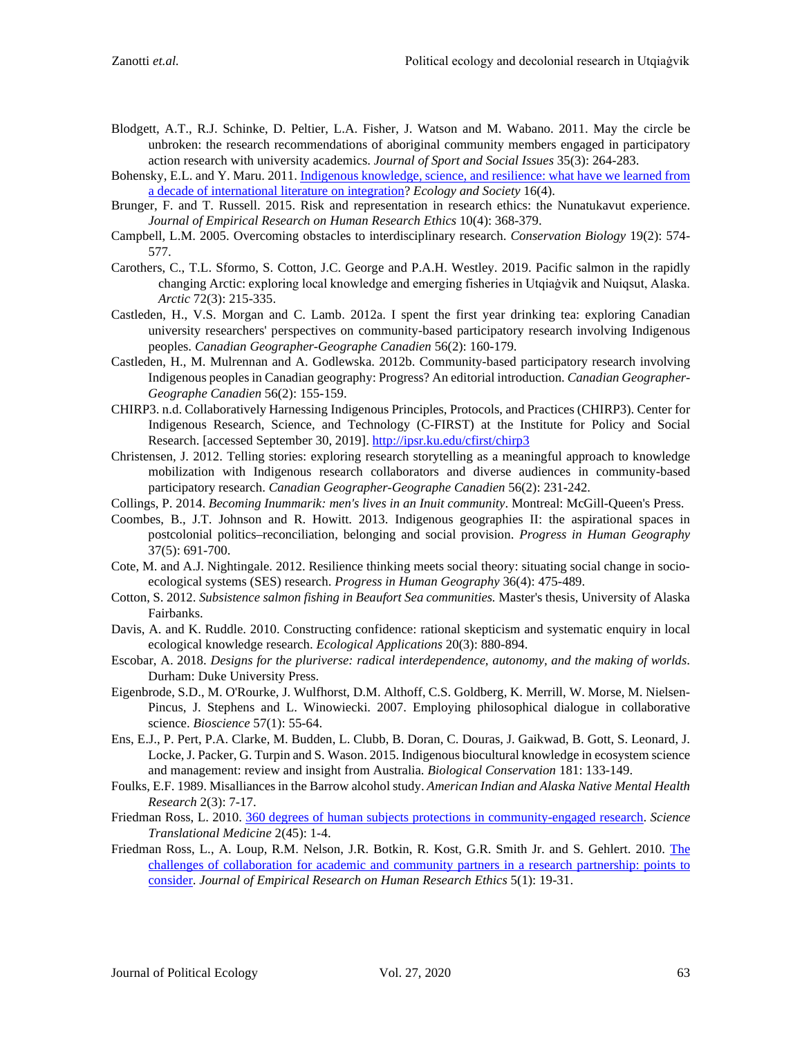Blodgett, A.T., R.J. Schinke, D. Peltier, L.A. Fisher, J. Watson and M. Wabano. 2011. May the circle be unbroken: the research recommendations of aboriginal community members engaged in participatory action research with university academics. *Journal of Sport and Social Issues* 35(3): 264-283.

Bohensky, E.L. and Y. Maru. 2011. [Indigenous knowledge, science, and resilience: what have we learned from a decade of international literature on integration](#)? *Ecology and Society* 16(4).

Brunger, F. and T. Russell. 2015. Risk and representation in research ethics: the Nunatukavut experience. *Journal of Empirical Research on Human Research Ethics* 10(4): 368-379.

Campbell, L.M. 2005. Overcoming obstacles to interdisciplinary research. *Conservation Biology* 19(2): 574-577.

Carothers, C., T.L. Sformo, S. Cotton, J.C. George and P.A.H. Westley. 2019. Pacific salmon in the rapidly changing Arctic: exploring local knowledge and emerging fisheries in Utqiaġvik and Nuiqsut, Alaska. *Arctic* 72(3): 215-335.

Castleden, H., V.S. Morgan and C. Lamb. 2012a. I spent the first year drinking tea: exploring Canadian university researchers' perspectives on community-based participatory research involving Indigenous peoples. *Canadian Geographer-Geographe Canadien* 56(2): 160-179.

Castleden, H., M. Mulrennan and A. Godlewska. 2012b. Community-based participatory research involving Indigenous peoples in Canadian geography: Progress? An editorial introduction. *Canadian Geographer-Geographe Canadien* 56(2): 155-159.

CHIRP3. n.d. Collaboratively Harnessing Indigenous Principles, Protocols, and Practices (CHIRP3). Center for Indigenous Research, Science, and Technology (C-FIRST) at the Institute for Policy and Social Research. [accessed September 30, 2019]. http://ipsr.ku.edu/cfirst/chirp3

Christensen, J. 2012. Telling stories: exploring research storytelling as a meaningful approach to knowledge mobilization with Indigenous research collaborators and diverse audiences in community-based participatory research. *Canadian Geographer-Geographe Canadien* 56(2): 231-242.

Collings, P. 2014. *Becoming Inummarik: men's lives in an Inuit community*. Montreal: McGill-Queen's Press.

Coombes, B., J.T. Johnson and R. Howitt. 2013. Indigenous geographies II: the aspirational spaces in postcolonial politics–reconciliation, belonging and social provision. *Progress in Human Geography* 37(5): 691-700.

Cote, M. and A.J. Nightingale. 2012. Resilience thinking meets social theory: situating social change in socio-ecological systems (SES) research. *Progress in Human Geography* 36(4): 475-489.

Cotton, S. 2012. *Subsistence salmon fishing in Beaufort Sea communities.* Master's thesis, University of Alaska Fairbanks.

Davis, A. and K. Ruddle. 2010. Constructing confidence: rational skepticism and systematic enquiry in local ecological knowledge research. *Ecological Applications* 20(3): 880-894.

Escobar, A. 2018. *Designs for the pluriverse: radical interdependence, autonomy, and the making of worlds*. Durham: Duke University Press.

Eigenbrode, S.D., M. O'Rourke, J. Wulfhorst, D.M. Althoff, C.S. Goldberg, K. Merrill, W. Morse, M. Nielsen-Pincus, J. Stephens and L. Winowiecki. 2007. Employing philosophical dialogue in collaborative science. *Bioscience* 57(1): 55-64.

Ens, E.J., P. Pert, P.A. Clarke, M. Budden, L. Clubb, B. Doran, C. Douras, J. Gaikwad, B. Gott, S. Leonard, J. Locke, J. Packer, G. Turpin and S. Wason. 2015. Indigenous biocultural knowledge in ecosystem science and management: review and insight from Australia. *Biological Conservation* 181: 133-149.

Foulks, E.F. 1989. Misalliances in the Barrow alcohol study. *American Indian and Alaska Native Mental Health Research* 2(3): 7-17.

Friedman Ross, L. 2010. [360 degrees of human subjects protections in community-engaged research](#). *Science Translational Medicine* 2(45): 1-4.

Friedman Ross, L., A. Loup, R.M. Nelson, J.R. Botkin, R. Kost, G.R. Smith Jr. and S. Gehlert. 2010. [The challenges of collaboration for academic and community partners in a research partnership: points to consider](#). *Journal of Empirical Research on Human Research Ethics* 5(1): 19-31.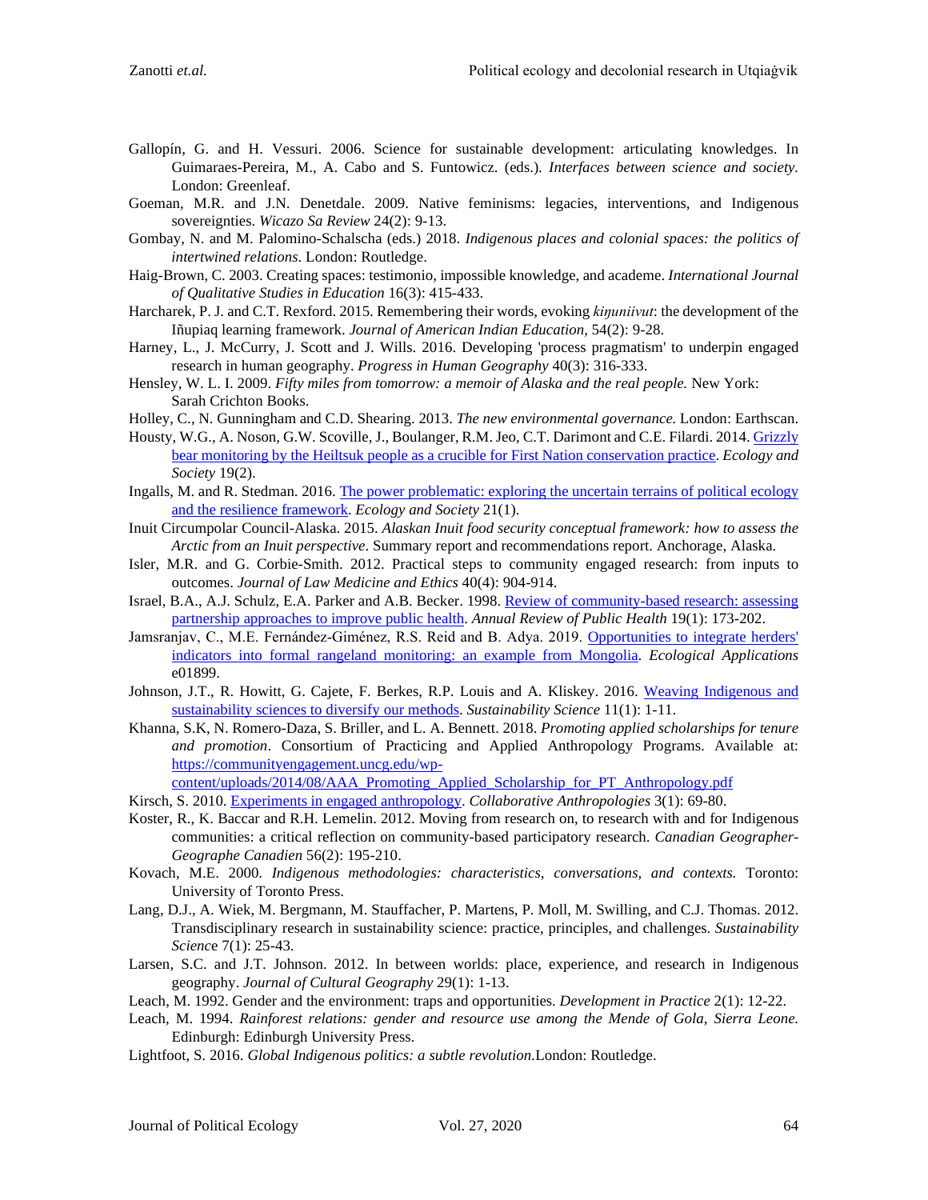Gallopín, G. and H. Vessuri. 2006. Science for sustainable development: articulating knowledges. In Guimaraes-Pereira, M., A. Cabo and S. Funtowicz. (eds.). *Interfaces between science and society.* London: Greenleaf.

Goeman, M.R. and J.N. Denetdale. 2009. Native feminisms: legacies, interventions, and Indigenous sovereignties. *Wicazo Sa Review* 24(2): 9-13.

Gombay, N. and M. Palomino-Schalscha (eds.) 2018. *Indigenous places and colonial spaces: the politics of intertwined relations*. London: Routledge.

Haig-Brown, C. 2003. Creating spaces: testimonio, impossible knowledge, and academe. *International Journal of Qualitative Studies in Education* 16(3): 415-433.

Harcharek, P. J. and C.T. Rexford. 2015. Remembering their words, evoking *kiŋuniivut*: the development of the Iñupiaq learning framework. *Journal of American Indian Education,* 54(2): 9-28.

Harney, L., J. McCurry, J. Scott and J. Wills. 2016. Developing 'process pragmatism' to underpin engaged research in human geography. *Progress in Human Geography* 40(3): 316-333.

Hensley, W. L. I. 2009. *Fifty miles from tomorrow: a memoir of Alaska and the real people.* New York: Sarah Crichton Books.

Holley, C., N. Gunningham and C.D. Shearing. 2013. *The new environmental governance.* London: Earthscan.

Housty, W.G., A. Noson, G.W. Scoville, J., Boulanger, R.M. Jeo, C.T. Darimont and C.E. Filardi. 2014. Grizzly bear monitoring by the Heiltsuk people as a crucible for First Nation conservation practice. *Ecology and Society* 19(2).

Ingalls, M. and R. Stedman. 2016. The power problematic: exploring the uncertain terrains of political ecology and the resilience framework. *Ecology and Society* 21(1).

Inuit Circumpolar Council-Alaska. 2015. *Alaskan Inuit food security conceptual framework: how to assess the Arctic from an Inuit perspective*. Summary report and recommendations report. Anchorage, Alaska.

Isler, M.R. and G. Corbie-Smith. 2012. Practical steps to community engaged research: from inputs to outcomes. *Journal of Law Medicine and Ethics* 40(4): 904-914.

Israel, B.A., A.J. Schulz, E.A. Parker and A.B. Becker. 1998. Review of community-based research: assessing partnership approaches to improve public health. *Annual Review of Public Health* 19(1): 173-202.

Jamsranjav, C., M.E. Fernández-Giménez, R.S. Reid and B. Adya. 2019. Opportunities to integrate herders' indicators into formal rangeland monitoring: an example from Mongolia. *Ecological Applications* e01899.

Johnson, J.T., R. Howitt, G. Cajete, F. Berkes, R.P. Louis and A. Kliskey. 2016. Weaving Indigenous and sustainability sciences to diversify our methods. *Sustainability Science* 11(1): 1-11.

Khanna, S.K, N. Romero-Daza, S. Briller, and L. A. Bennett. 2018. *Promoting applied scholarships for tenure and promotion*. Consortium of Practicing and Applied Anthropology Programs. Available at: https://communityengagement.uncg.edu/wp-content/uploads/2014/08/AAA_Promoting_Applied_Scholarship_for_PT_Anthropology.pdf

Kirsch, S. 2010. Experiments in engaged anthropology. *Collaborative Anthropologies* 3(1): 69-80.

Koster, R., K. Baccar and R.H. Lemelin. 2012. Moving from research on, to research with and for Indigenous communities: a critical reflection on community-based participatory research. *Canadian Geographer-Geographe Canadien* 56(2): 195-210.

Kovach, M.E. 2000. *Indigenous methodologies: characteristics, conversations, and contexts.* Toronto: University of Toronto Press.

Lang, D.J., A. Wiek, M. Bergmann, M. Stauffacher, P. Martens, P. Moll, M. Swilling, and C.J. Thomas. 2012. Transdisciplinary research in sustainability science: practice, principles, and challenges. *Sustainability Science* 7(1): 25-43.

Larsen, S.C. and J.T. Johnson. 2012. In between worlds: place, experience, and research in Indigenous geography. *Journal of Cultural Geography* 29(1): 1-13.

Leach, M. 1992. Gender and the environment: traps and opportunities. *Development in Practice* 2(1): 12-22.

Leach, M. 1994. *Rainforest relations: gender and resource use among the Mende of Gola, Sierra Leone.* Edinburgh: Edinburgh University Press.

Lightfoot, S. 2016. *Global Indigenous politics: a subtle revolution*.London: Routledge.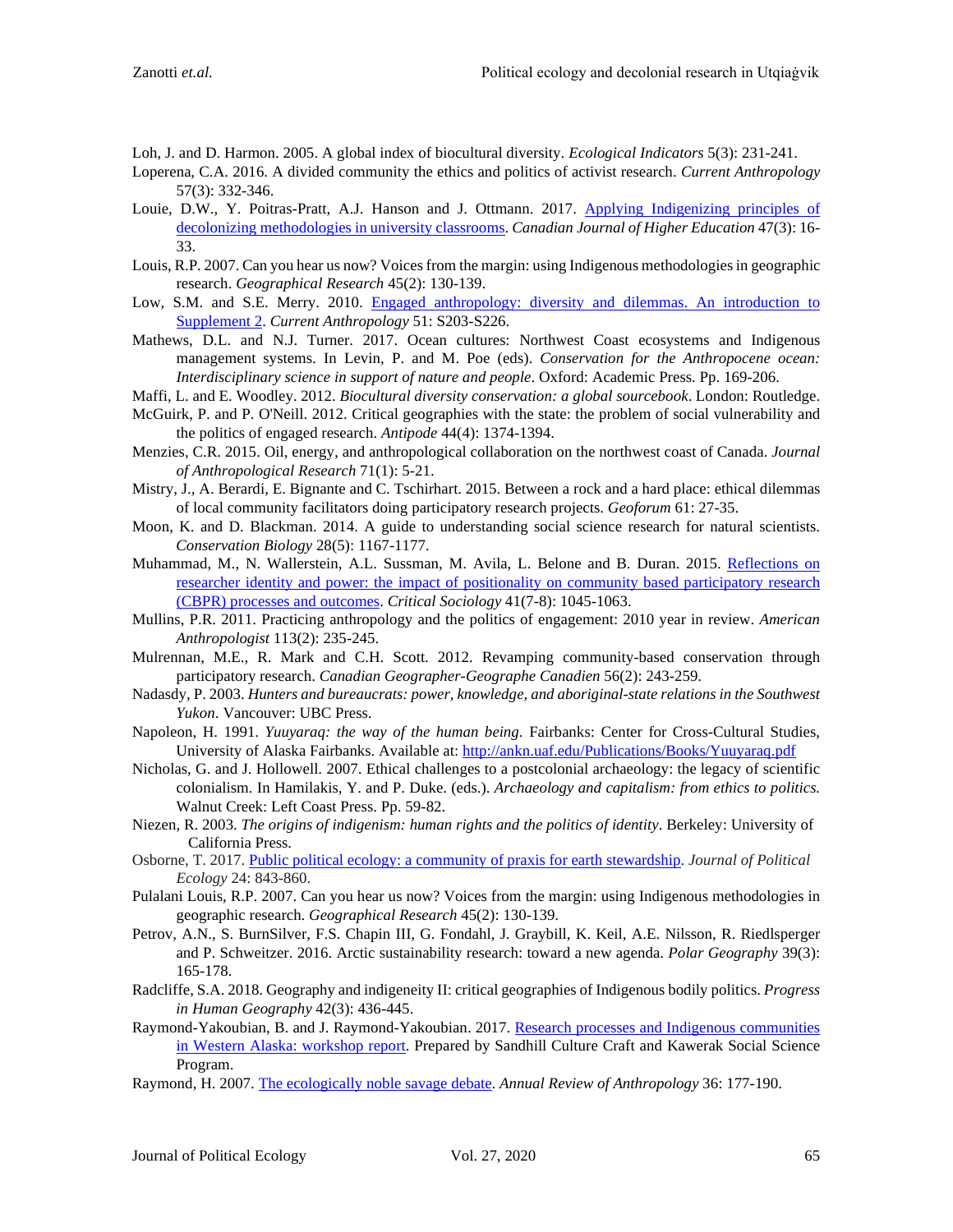Loh, J. and D. Harmon. 2005. A global index of biocultural diversity. *Ecological Indicators* 5(3): 231-241.

Loperena, C.A. 2016. A divided community the ethics and politics of activist research. *Current Anthropology* 57(3): 332-346.

Louie, D.W., Y. Poitras-Pratt, A.J. Hanson and J. Ottmann. 2017. Applying Indigenizing principles of decolonizing methodologies in university classrooms. *Canadian Journal of Higher Education* 47(3): 16-33.

Louis, R.P. 2007. Can you hear us now? Voices from the margin: using Indigenous methodologies in geographic research. *Geographical Research* 45(2): 130-139.

Low, S.M. and S.E. Merry. 2010. Engaged anthropology: diversity and dilemmas. An introduction to Supplement 2. *Current Anthropology* 51: S203-S226.

Mathews, D.L. and N.J. Turner. 2017. Ocean cultures: Northwest Coast ecosystems and Indigenous management systems. In Levin, P. and M. Poe (eds). *Conservation for the Anthropocene ocean: Interdisciplinary science in support of nature and people*. Oxford: Academic Press. Pp. 169-206.

Maffi, L. and E. Woodley. 2012. *Biocultural diversity conservation: a global sourcebook*. London: Routledge.

McGuirk, P. and P. O'Neill. 2012. Critical geographies with the state: the problem of social vulnerability and the politics of engaged research. *Antipode* 44(4): 1374-1394.

Menzies, C.R. 2015. Oil, energy, and anthropological collaboration on the northwest coast of Canada. *Journal of Anthropological Research* 71(1): 5-21.

Mistry, J., A. Berardi, E. Bignante and C. Tschirhart. 2015. Between a rock and a hard place: ethical dilemmas of local community facilitators doing participatory research projects. *Geoforum* 61: 27-35.

Moon, K. and D. Blackman. 2014. A guide to understanding social science research for natural scientists. *Conservation Biology* 28(5): 1167-1177.

Muhammad, M., N. Wallerstein, A.L. Sussman, M. Avila, L. Belone and B. Duran. 2015. Reflections on researcher identity and power: the impact of positionality on community based participatory research (CBPR) processes and outcomes. *Critical Sociology* 41(7-8): 1045-1063.

Mullins, P.R. 2011. Practicing anthropology and the politics of engagement: 2010 year in review. *American Anthropologist* 113(2): 235-245.

Mulrennan, M.E., R. Mark and C.H. Scott. 2012. Revamping community-based conservation through participatory research. *Canadian Geographer-Geographe Canadien* 56(2): 243-259.

Nadasdy, P. 2003. *Hunters and bureaucrats: power, knowledge, and aboriginal-state relations in the Southwest Yukon*. Vancouver: UBC Press.

Napoleon, H. 1991. *Yuuyaraq: the way of the human being*. Fairbanks: Center for Cross-Cultural Studies, University of Alaska Fairbanks. Available at: http://ankn.uaf.edu/Publications/Books/Yuuyaraq.pdf

Nicholas, G. and J. Hollowell. 2007. Ethical challenges to a postcolonial archaeology: the legacy of scientific colonialism. In Hamilakis, Y. and P. Duke. (eds.). *Archaeology and capitalism: from ethics to politics.* Walnut Creek: Left Coast Press. Pp. 59-82.

Niezen, R. 2003. *The origins of indigenism: human rights and the politics of identity*. Berkeley: University of California Press.

Osborne, T. 2017. Public political ecology: a community of praxis for earth stewardship. *Journal of Political Ecology* 24: 843-860.

Pulalani Louis, R.P. 2007. Can you hear us now? Voices from the margin: using Indigenous methodologies in geographic research. *Geographical Research* 45(2): 130-139.

Petrov, A.N., S. BurnSilver, F.S. Chapin III, G. Fondahl, J. Graybill, K. Keil, A.E. Nilsson, R. Riedlsperger and P. Schweitzer. 2016. Arctic sustainability research: toward a new agenda. *Polar Geography* 39(3): 165-178.

Radcliffe, S.A. 2018. Geography and indigeneity II: critical geographies of Indigenous bodily politics. *Progress in Human Geography* 42(3): 436-445.

Raymond-Yakoubian, B. and J. Raymond-Yakoubian. 2017. Research processes and Indigenous communities in Western Alaska: workshop report. Prepared by Sandhill Culture Craft and Kawerak Social Science Program.

Raymond, H. 2007. The ecologically noble savage debate. *Annual Review of Anthropology* 36: 177-190.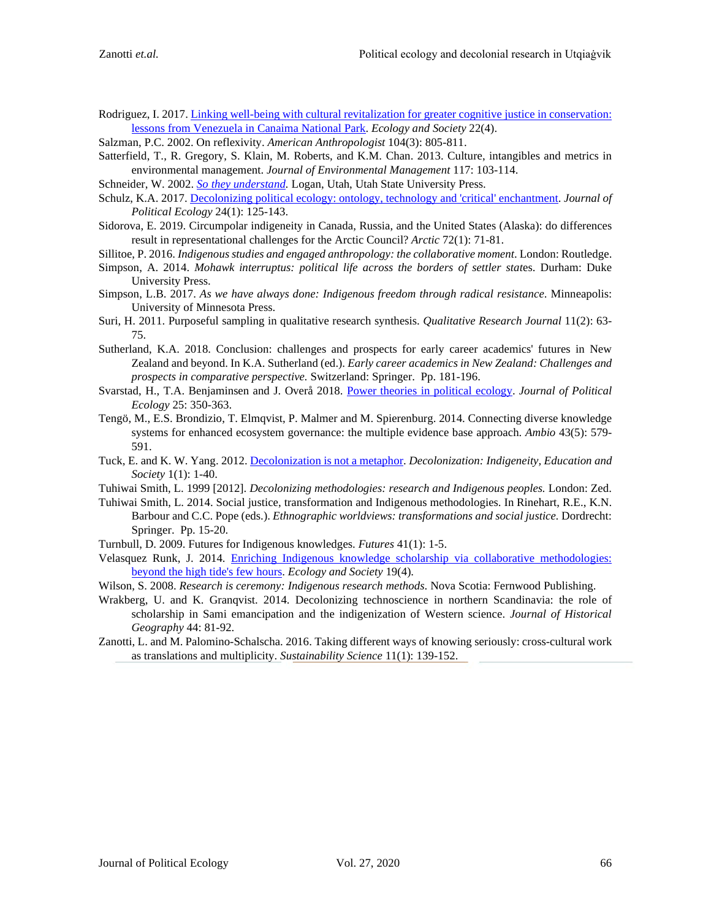Rodriguez, I. 2017. Linking well-being with cultural revitalization for greater cognitive justice in conservation: lessons from Venezuela in Canaima National Park. *Ecology and Society* 22(4).

Salzman, P.C. 2002. On reflexivity. *American Anthropologist* 104(3): 805-811.

Satterfield, T., R. Gregory, S. Klain, M. Roberts, and K.M. Chan. 2013. Culture, intangibles and metrics in environmental management. *Journal of Environmental Management* 117: 103-114.

Schneider, W. 2002. *So they understand.* Logan, Utah, Utah State University Press.

Schulz, K.A. 2017. Decolonizing political ecology: ontology, technology and 'critical' enchantment. *Journal of Political Ecology* 24(1): 125-143.

Sidorova, E. 2019. Circumpolar indigeneity in Canada, Russia, and the United States (Alaska): do differences result in representational challenges for the Arctic Council? *Arctic* 72(1): 71-81.

Sillitoe, P. 2016. *Indigenous studies and engaged anthropology: the collaborative moment*. London: Routledge.

Simpson, A. 2014. *Mohawk interruptus: political life across the borders of settler states*. Durham: Duke University Press.

Simpson, L.B. 2017. *As we have always done: Indigenous freedom through radical resistance*. Minneapolis: University of Minnesota Press.

Suri, H. 2011. Purposeful sampling in qualitative research synthesis. *Qualitative Research Journal* 11(2): 63-75.

Sutherland, K.A. 2018. Conclusion: challenges and prospects for early career academics' futures in New Zealand and beyond. In K.A. Sutherland (ed.). *Early career academics in New Zealand: Challenges and prospects in comparative perspective.* Switzerland: Springer. Pp. 181-196.

Svarstad, H., T.A. Benjaminsen and J. Overå 2018. Power theories in political ecology. *Journal of Political Ecology* 25: 350-363.

Tengö, M., E.S. Brondizio, T. Elmqvist, P. Malmer and M. Spierenburg. 2014. Connecting diverse knowledge systems for enhanced ecosystem governance: the multiple evidence base approach. *Ambio* 43(5): 579-591.

Tuck, E. and K. W. Yang. 2012. Decolonization is not a metaphor. *Decolonization: Indigeneity, Education and Society* 1(1): 1-40.

Tuhiwai Smith, L. 1999 [2012]. *Decolonizing methodologies: research and Indigenous peoples.* London: Zed.

Tuhiwai Smith, L. 2014. Social justice, transformation and Indigenous methodologies. In Rinehart, R.E., K.N. Barbour and C.C. Pope (eds.). *Ethnographic worldviews: transformations and social justice.* Dordrecht: Springer. Pp. 15-20.

Turnbull, D. 2009. Futures for Indigenous knowledges. *Futures* 41(1): 1-5.

Velasquez Runk, J. 2014. Enriching Indigenous knowledge scholarship via collaborative methodologies: beyond the high tide's few hours. *Ecology and Society* 19(4).

Wilson, S. 2008. *Research is ceremony: Indigenous research methods*. Nova Scotia: Fernwood Publishing.

Wrakberg, U. and K. Granqvist. 2014. Decolonizing technoscience in northern Scandinavia: the role of scholarship in Sami emancipation and the indigenization of Western science. *Journal of Historical Geography* 44: 81-92.

Zanotti, L. and M. Palomino-Schalscha. 2016. Taking different ways of knowing seriously: cross-cultural work as translations and multiplicity. *Sustainability Science* 11(1): 139-152.